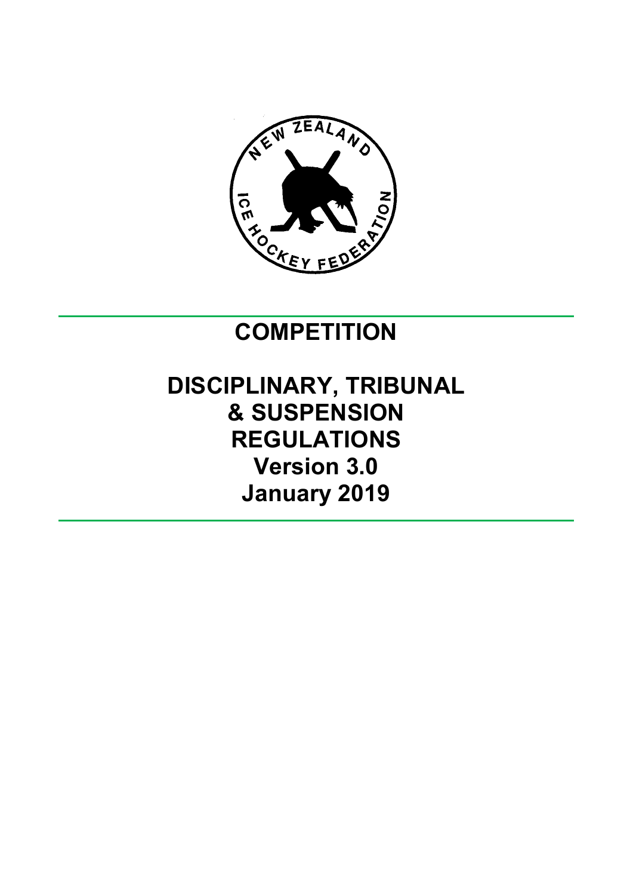# COMPETITION

# DISCIPLINARY, TRIBUNAL & SUSPENSION REGULATIONS

**Version 3.0**

**January 2019**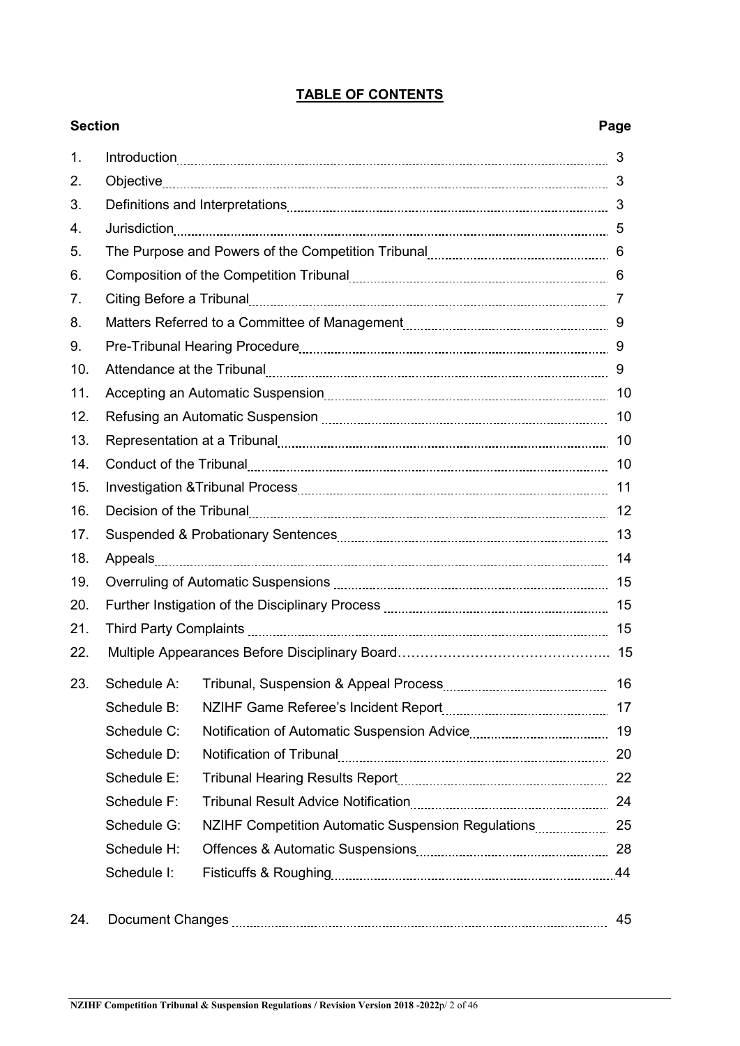# TABLE OF CONTENTS

| Section | | | Page |
|---|---|---|---|
| 1. | Introduction | | 3 |
| 2. | Objective | | 3 |
| 3. | Definitions and Interpretations | | 3 |
| 4. | Jurisdiction | | 5 |
| 5. | The Purpose and Powers of the Competition Tribunal | | 6 |
| 6. | Composition of the Competition Tribunal | | 6 |
| 7. | Citing Before a Tribunal | | 7 |
| 8. | Matters Referred to a Committee of Management | | 9 |
| 9. | Pre-Tribunal Hearing Procedure | | 9 |
| 10. | Attendance at the Tribunal | | 9 |
| 11. | Accepting an Automatic Suspension | | 10 |
| 12. | Refusing an Automatic Suspension | | 10 |
| 13. | Representation at a Tribunal | | 10 |
| 14. | Conduct of the Tribunal | | 10 |
| 15. | Investigation &Tribunal Process | | 11 |
| 16. | Decision of the Tribunal | | 12 |
| 17. | Suspended & Probationary Sentences | | 13 |
| 18. | Appeals | | 14 |
| 19. | Overruling of Automatic Suspensions | | 15 |
| 20. | Further Instigation of the Disciplinary Process | | 15 |
| 21. | Third Party Complaints | | 15 |
| 22. | Multiple Appearances Before Disciplinary Board | | 15 |
| 23. | Schedule A: | Tribunal, Suspension & Appeal Process | 16 |
| | Schedule B: | NZIHF Game Referee's Incident Report | 17 |
| | Schedule C: | Notification of Automatic Suspension Advice | 19 |
| | Schedule D: | Notification of Tribunal | 20 |
| | Schedule E: | Tribunal Hearing Results Report | 22 |
| | Schedule F: | Tribunal Result Advice Notification | 24 |
| | Schedule G: | NZIHF Competition Automatic Suspension Regulations | 25 |
| | Schedule H: | Offences & Automatic Suspensions | 28 |
| | Schedule I: | Fisticuffs & Roughing | 44 |
| 24. | Document Changes | | 45 |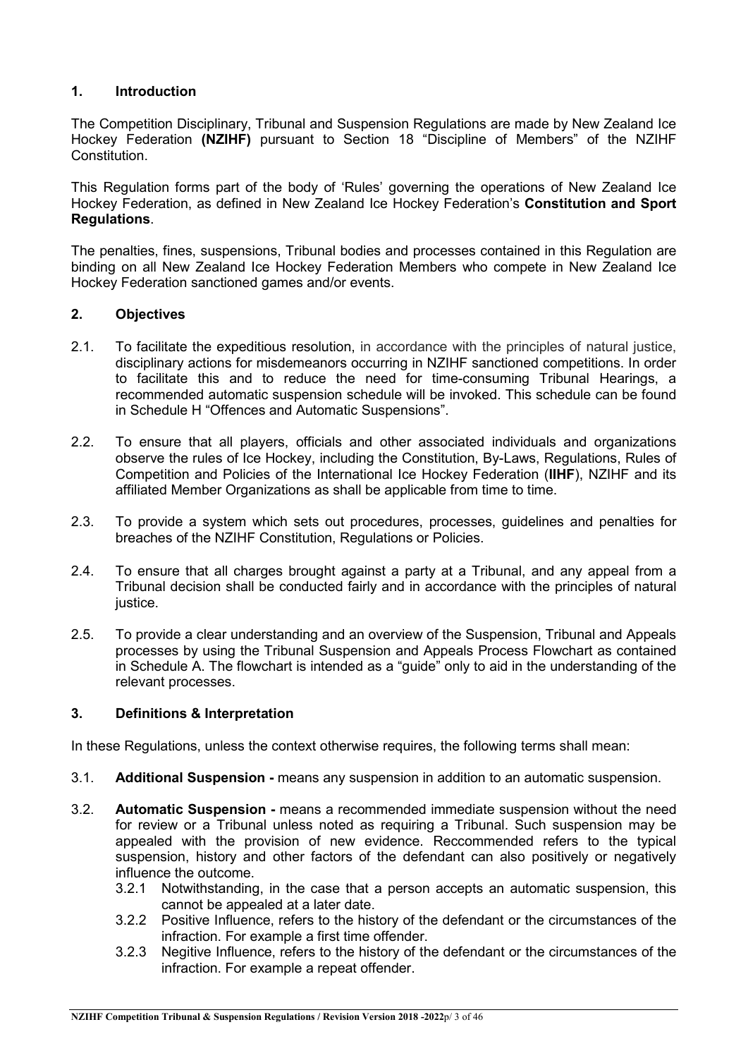## 1. Introduction

The Competition Disciplinary, Tribunal and Suspension Regulations are made by New Zealand Ice Hockey Federation **(NZIHF)** pursuant to Section 18 "Discipline of Members" of the NZIHF Constitution.

This Regulation forms part of the body of 'Rules' governing the operations of New Zealand Ice Hockey Federation, as defined in New Zealand Ice Hockey Federation's **Constitution and Sport Regulations**.

The penalties, fines, suspensions, Tribunal bodies and processes contained in this Regulation are binding on all New Zealand Ice Hockey Federation Members who compete in New Zealand Ice Hockey Federation sanctioned games and/or events.

## 2. Objectives

2.1. To facilitate the expeditious resolution, in accordance with the principles of natural justice, disciplinary actions for misdemeanors occurring in NZIHF sanctioned competitions. In order to facilitate this and to reduce the need for time-consuming Tribunal Hearings, a recommended automatic suspension schedule will be invoked. This schedule can be found in Schedule H "Offences and Automatic Suspensions".

2.2. To ensure that all players, officials and other associated individuals and organizations observe the rules of Ice Hockey, including the Constitution, By-Laws, Regulations, Rules of Competition and Policies of the International Ice Hockey Federation (**IIHF**), NZIHF and its affiliated Member Organizations as shall be applicable from time to time.

2.3. To provide a system which sets out procedures, processes, guidelines and penalties for breaches of the NZIHF Constitution, Regulations or Policies.

2.4. To ensure that all charges brought against a party at a Tribunal, and any appeal from a Tribunal decision shall be conducted fairly and in accordance with the principles of natural justice.

2.5. To provide a clear understanding and an overview of the Suspension, Tribunal and Appeals processes by using the Tribunal Suspension and Appeals Process Flowchart as contained in Schedule A. The flowchart is intended as a "guide" only to aid in the understanding of the relevant processes.

## 3. Definitions & Interpretation

In these Regulations, unless the context otherwise requires, the following terms shall mean:

3.1. **Additional Suspension -** means any suspension in addition to an automatic suspension.

3.2. **Automatic Suspension -** means a recommended immediate suspension without the need for review or a Tribunal unless noted as requiring a Tribunal. Such suspension may be appealed with the provision of new evidence. Reccommended refers to the typical suspension, history and other factors of the defendant can also positively or negatively influence the outcome.

- 3.2.1 Notwithstanding, in the case that a person accepts an automatic suspension, this cannot be appealed at a later date.
- 3.2.2 Positive Influence, refers to the history of the defendant or the circumstances of the infraction. For example a first time offender.
- 3.2.3 Negitive Influence, refers to the history of the defendant or the circumstances of the infraction. For example a repeat offender.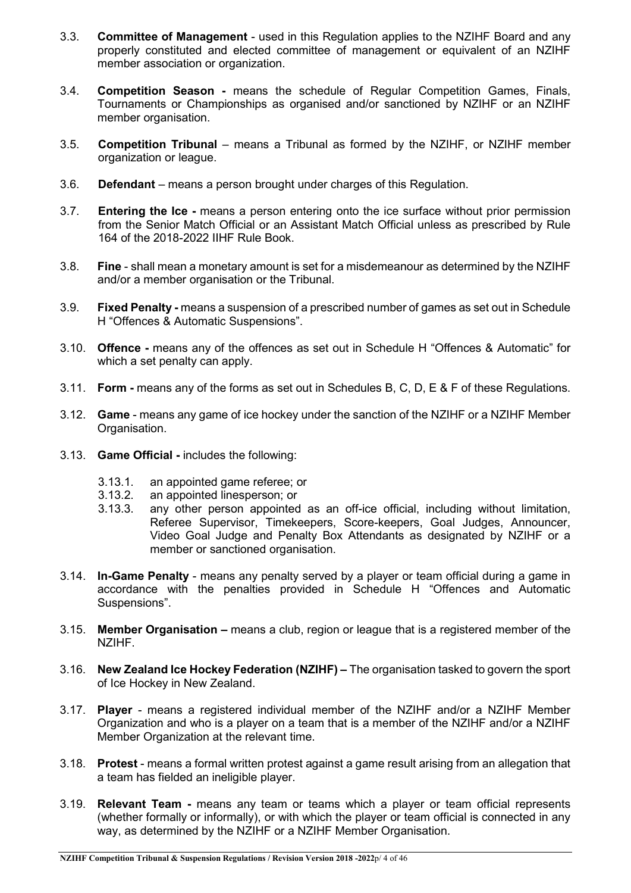3.3. **Committee of Management** - used in this Regulation applies to the NZIHF Board and any properly constituted and elected committee of management or equivalent of an NZIHF member association or organization.

3.4. **Competition Season -** means the schedule of Regular Competition Games, Finals, Tournaments or Championships as organised and/or sanctioned by NZIHF or an NZIHF member organisation.

3.5. **Competition Tribunal** – means a Tribunal as formed by the NZIHF, or NZIHF member organization or league.

3.6. **Defendant** – means a person brought under charges of this Regulation.

3.7. **Entering the Ice -** means a person entering onto the ice surface without prior permission from the Senior Match Official or an Assistant Match Official unless as prescribed by Rule 164 of the 2018-2022 IIHF Rule Book.

3.8. **Fine** - shall mean a monetary amount is set for a misdemeanour as determined by the NZIHF and/or a member organisation or the Tribunal.

3.9. **Fixed Penalty -** means a suspension of a prescribed number of games as set out in Schedule H "Offences & Automatic Suspensions".

3.10. **Offence -** means any of the offences as set out in Schedule H "Offences & Automatic" for which a set penalty can apply.

3.11. **Form -** means any of the forms as set out in Schedules B, C, D, E & F of these Regulations.

3.12. **Game** - means any game of ice hockey under the sanction of the NZIHF or a NZIHF Member Organisation.

3.13. **Game Official -** includes the following:

- 3.13.1. an appointed game referee; or
- 3.13.2. an appointed linesperson; or
- 3.13.3. any other person appointed as an off-ice official, including without limitation, Referee Supervisor, Timekeepers, Score-keepers, Goal Judges, Announcer, Video Goal Judge and Penalty Box Attendants as designated by NZIHF or a member or sanctioned organisation.

3.14. **In-Game Penalty** - means any penalty served by a player or team official during a game in accordance with the penalties provided in Schedule H "Offences and Automatic Suspensions".

3.15. **Member Organisation –** means a club, region or league that is a registered member of the NZIHF.

3.16. **New Zealand Ice Hockey Federation (NZIHF) –** The organisation tasked to govern the sport of Ice Hockey in New Zealand.

3.17. **Player** - means a registered individual member of the NZIHF and/or a NZIHF Member Organization and who is a player on a team that is a member of the NZIHF and/or a NZIHF Member Organization at the relevant time.

3.18. **Protest** - means a formal written protest against a game result arising from an allegation that a team has fielded an ineligible player.

3.19. **Relevant Team -** means any team or teams which a player or team official represents (whether formally or informally), or with which the player or team official is connected in any way, as determined by the NZIHF or a NZIHF Member Organisation.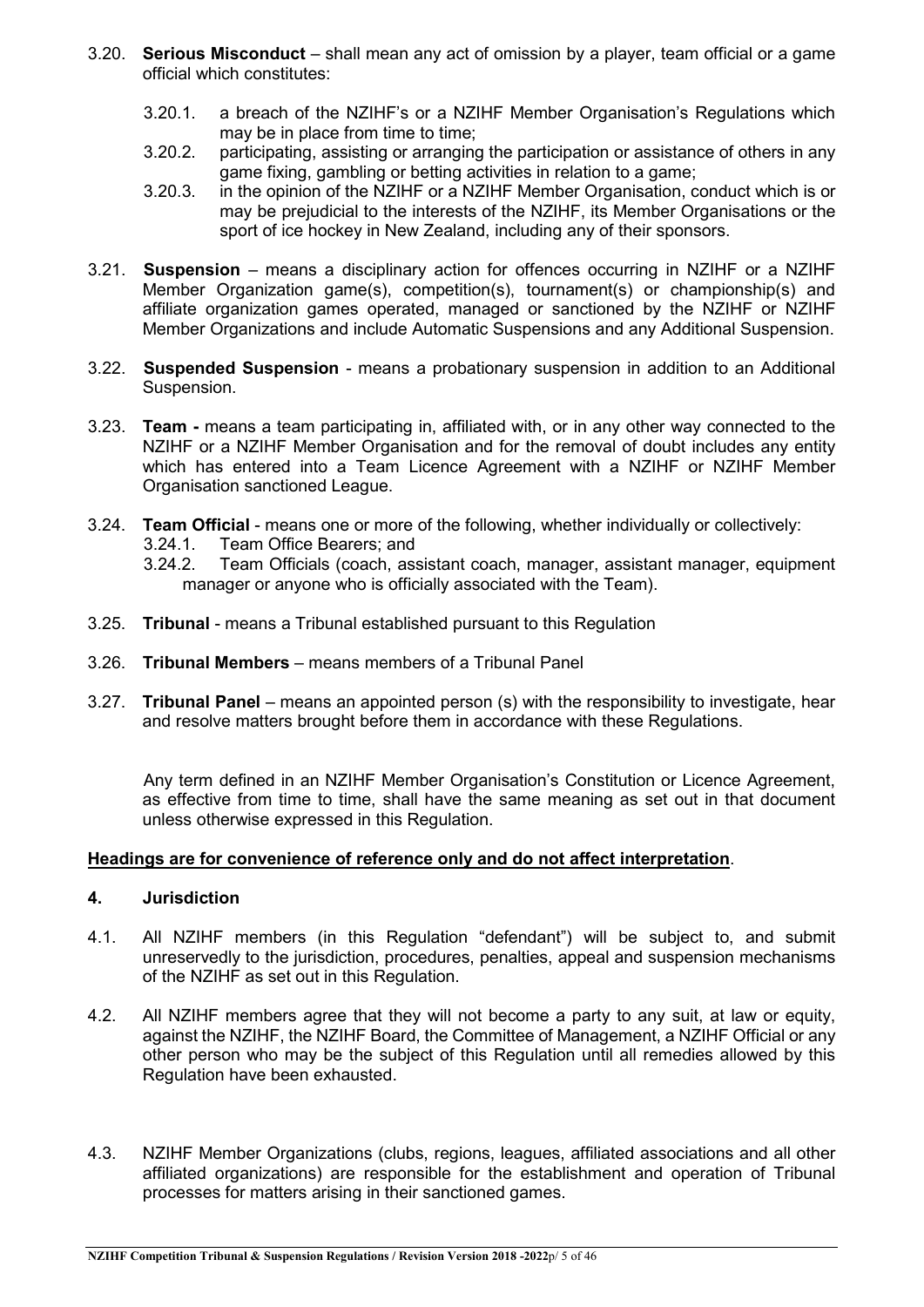3.20. **Serious Misconduct** – shall mean any act of omission by a player, team official or a game official which constitutes:

  3.20.1. a breach of the NZIHF's or a NZIHF Member Organisation's Regulations which may be in place from time to time;

  3.20.2. participating, assisting or arranging the participation or assistance of others in any game fixing, gambling or betting activities in relation to a game;

  3.20.3. in the opinion of the NZIHF or a NZIHF Member Organisation, conduct which is or may be prejudicial to the interests of the NZIHF, its Member Organisations or the sport of ice hockey in New Zealand, including any of their sponsors.

3.21. **Suspension** – means a disciplinary action for offences occurring in NZIHF or a NZIHF Member Organization game(s), competition(s), tournament(s) or championship(s) and affiliate organization games operated, managed or sanctioned by the NZIHF or NZIHF Member Organizations and include Automatic Suspensions and any Additional Suspension.

3.22. **Suspended Suspension** - means a probationary suspension in addition to an Additional Suspension.

3.23. **Team -** means a team participating in, affiliated with, or in any other way connected to the NZIHF or a NZIHF Member Organisation and for the removal of doubt includes any entity which has entered into a Team Licence Agreement with a NZIHF or NZIHF Member Organisation sanctioned League.

3.24. **Team Official** - means one or more of the following, whether individually or collectively:

  3.24.1. Team Office Bearers; and

  3.24.2. Team Officials (coach, assistant coach, manager, assistant manager, equipment manager or anyone who is officially associated with the Team).

3.25. **Tribunal** - means a Tribunal established pursuant to this Regulation

3.26. **Tribunal Members** – means members of a Tribunal Panel

3.27. **Tribunal Panel** – means an appointed person (s) with the responsibility to investigate, hear and resolve matters brought before them in accordance with these Regulations.

Any term defined in an NZIHF Member Organisation's Constitution or Licence Agreement, as effective from time to time, shall have the same meaning as set out in that document unless otherwise expressed in this Regulation.

**Headings are for convenience of reference only and do not affect interpretation**.

## 4. Jurisdiction

4.1. All NZIHF members (in this Regulation "defendant") will be subject to, and submit unreservedly to the jurisdiction, procedures, penalties, appeal and suspension mechanisms of the NZIHF as set out in this Regulation.

4.2. All NZIHF members agree that they will not become a party to any suit, at law or equity, against the NZIHF, the NZIHF Board, the Committee of Management, a NZIHF Official or any other person who may be the subject of this Regulation until all remedies allowed by this Regulation have been exhausted.

4.3. NZIHF Member Organizations (clubs, regions, leagues, affiliated associations and all other affiliated organizations) are responsible for the establishment and operation of Tribunal processes for matters arising in their sanctioned games.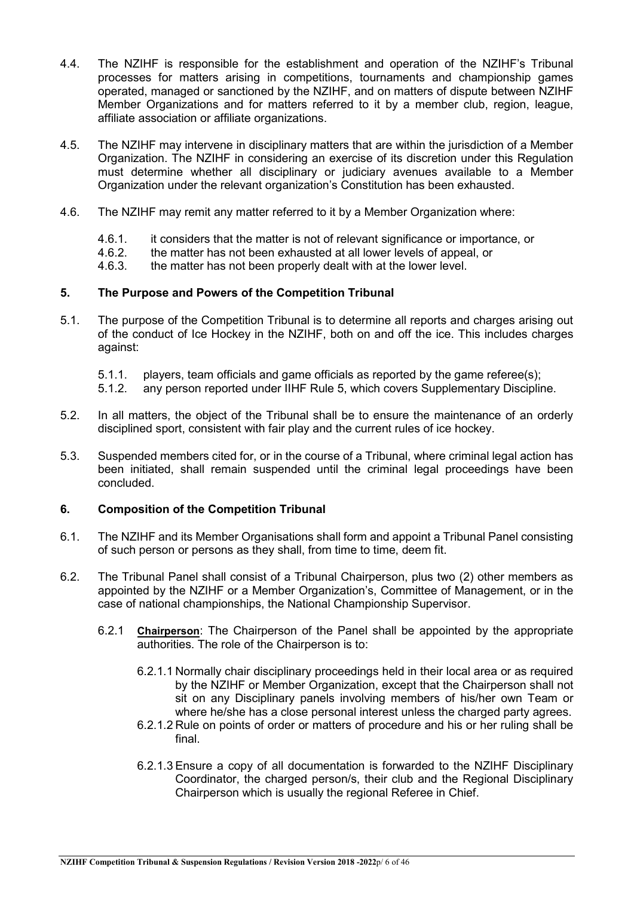4.4. The NZIHF is responsible for the establishment and operation of the NZIHF's Tribunal processes for matters arising in competitions, tournaments and championship games operated, managed or sanctioned by the NZIHF, and on matters of dispute between NZIHF Member Organizations and for matters referred to it by a member club, region, league, affiliate association or affiliate organizations.

4.5. The NZIHF may intervene in disciplinary matters that are within the jurisdiction of a Member Organization. The NZIHF in considering an exercise of its discretion under this Regulation must determine whether all disciplinary or judiciary avenues available to a Member Organization under the relevant organization's Constitution has been exhausted.

4.6. The NZIHF may remit any matter referred to it by a Member Organization where:

- 4.6.1. it considers that the matter is not of relevant significance or importance, or
- 4.6.2. the matter has not been exhausted at all lower levels of appeal, or
- 4.6.3. the matter has not been properly dealt with at the lower level.

## 5. The Purpose and Powers of the Competition Tribunal

5.1. The purpose of the Competition Tribunal is to determine all reports and charges arising out of the conduct of Ice Hockey in the NZIHF, both on and off the ice. This includes charges against:

- 5.1.1. players, team officials and game officials as reported by the game referee(s);
- 5.1.2. any person reported under IIHF Rule 5, which covers Supplementary Discipline.

5.2. In all matters, the object of the Tribunal shall be to ensure the maintenance of an orderly disciplined sport, consistent with fair play and the current rules of ice hockey.

5.3. Suspended members cited for, or in the course of a Tribunal, where criminal legal action has been initiated, shall remain suspended until the criminal legal proceedings have been concluded.

## 6. Composition of the Competition Tribunal

6.1. The NZIHF and its Member Organisations shall form and appoint a Tribunal Panel consisting of such person or persons as they shall, from time to time, deem fit.

6.2. The Tribunal Panel shall consist of a Tribunal Chairperson, plus two (2) other members as appointed by the NZIHF or a Member Organization's, Committee of Management, or in the case of national championships, the National Championship Supervisor.

6.2.1 **Chairperson**: The Chairperson of the Panel shall be appointed by the appropriate authorities. The role of the Chairperson is to:

- 6.2.1.1 Normally chair disciplinary proceedings held in their local area or as required by the NZIHF or Member Organization, except that the Chairperson shall not sit on any Disciplinary panels involving members of his/her own Team or where he/she has a close personal interest unless the charged party agrees.
- 6.2.1.2 Rule on points of order or matters of procedure and his or her ruling shall be final.
- 6.2.1.3 Ensure a copy of all documentation is forwarded to the NZIHF Disciplinary Coordinator, the charged person/s, their club and the Regional Disciplinary Chairperson which is usually the regional Referee in Chief.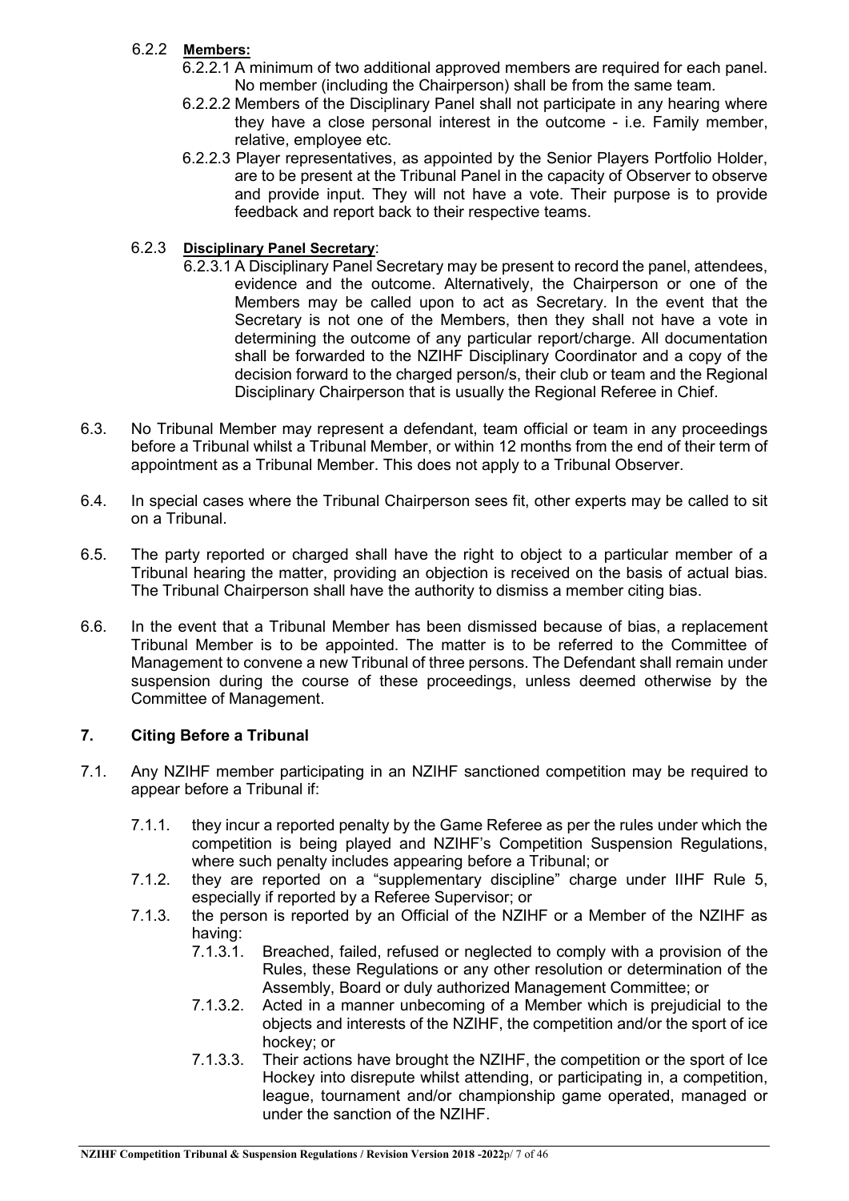6.2.2 **Members:**

6.2.2.1 A minimum of two additional approved members are required for each panel. No member (including the Chairperson) shall be from the same team.

6.2.2.2 Members of the Disciplinary Panel shall not participate in any hearing where they have a close personal interest in the outcome - i.e. Family member, relative, employee etc.

6.2.2.3 Player representatives, as appointed by the Senior Players Portfolio Holder, are to be present at the Tribunal Panel in the capacity of Observer to observe and provide input. They will not have a vote. Their purpose is to provide feedback and report back to their respective teams.

6.2.3 **Disciplinary Panel Secretary**:

6.2.3.1 A Disciplinary Panel Secretary may be present to record the panel, attendees, evidence and the outcome. Alternatively, the Chairperson or one of the Members may be called upon to act as Secretary. In the event that the Secretary is not one of the Members, then they shall not have a vote in determining the outcome of any particular report/charge. All documentation shall be forwarded to the NZIHF Disciplinary Coordinator and a copy of the decision forward to the charged person/s, their club or team and the Regional Disciplinary Chairperson that is usually the Regional Referee in Chief.

6.3. No Tribunal Member may represent a defendant, team official or team in any proceedings before a Tribunal whilst a Tribunal Member, or within 12 months from the end of their term of appointment as a Tribunal Member. This does not apply to a Tribunal Observer.

6.4. In special cases where the Tribunal Chairperson sees fit, other experts may be called to sit on a Tribunal.

6.5. The party reported or charged shall have the right to object to a particular member of a Tribunal hearing the matter, providing an objection is received on the basis of actual bias. The Tribunal Chairperson shall have the authority to dismiss a member citing bias.

6.6. In the event that a Tribunal Member has been dismissed because of bias, a replacement Tribunal Member is to be appointed. The matter is to be referred to the Committee of Management to convene a new Tribunal of three persons. The Defendant shall remain under suspension during the course of these proceedings, unless deemed otherwise by the Committee of Management.

## 7. Citing Before a Tribunal

7.1. Any NZIHF member participating in an NZIHF sanctioned competition may be required to appear before a Tribunal if:

7.1.1. they incur a reported penalty by the Game Referee as per the rules under which the competition is being played and NZIHF's Competition Suspension Regulations, where such penalty includes appearing before a Tribunal; or

7.1.2. they are reported on a "supplementary discipline" charge under IIHF Rule 5, especially if reported by a Referee Supervisor; or

7.1.3. the person is reported by an Official of the NZIHF or a Member of the NZIHF as having:

7.1.3.1. Breached, failed, refused or neglected to comply with a provision of the Rules, these Regulations or any other resolution or determination of the Assembly, Board or duly authorized Management Committee; or

7.1.3.2. Acted in a manner unbecoming of a Member which is prejudicial to the objects and interests of the NZIHF, the competition and/or the sport of ice hockey; or

7.1.3.3. Their actions have brought the NZIHF, the competition or the sport of Ice Hockey into disrepute whilst attending, or participating in, a competition, league, tournament and/or championship game operated, managed or under the sanction of the NZIHF.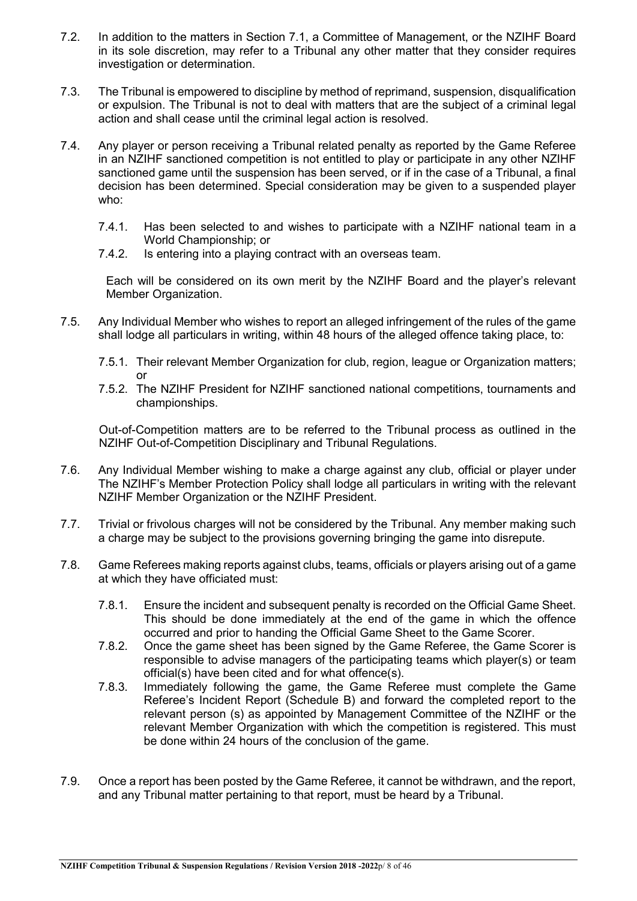7.2. In addition to the matters in Section 7.1, a Committee of Management, or the NZIHF Board in its sole discretion, may refer to a Tribunal any other matter that they consider requires investigation or determination.

7.3. The Tribunal is empowered to discipline by method of reprimand, suspension, disqualification or expulsion. The Tribunal is not to deal with matters that are the subject of a criminal legal action and shall cease until the criminal legal action is resolved.

7.4. Any player or person receiving a Tribunal related penalty as reported by the Game Referee in an NZIHF sanctioned competition is not entitled to play or participate in any other NZIHF sanctioned game until the suspension has been served, or if in the case of a Tribunal, a final decision has been determined. Special consideration may be given to a suspended player who:

- 7.4.1. Has been selected to and wishes to participate with a NZIHF national team in a World Championship; or
- 7.4.2. Is entering into a playing contract with an overseas team.

Each will be considered on its own merit by the NZIHF Board and the player's relevant Member Organization.

7.5. Any Individual Member who wishes to report an alleged infringement of the rules of the game shall lodge all particulars in writing, within 48 hours of the alleged offence taking place, to:

- 7.5.1. Their relevant Member Organization for club, region, league or Organization matters; or
- 7.5.2. The NZIHF President for NZIHF sanctioned national competitions, tournaments and championships.

Out-of-Competition matters are to be referred to the Tribunal process as outlined in the NZIHF Out-of-Competition Disciplinary and Tribunal Regulations.

7.6. Any Individual Member wishing to make a charge against any club, official or player under The NZIHF's Member Protection Policy shall lodge all particulars in writing with the relevant NZIHF Member Organization or the NZIHF President.

7.7. Trivial or frivolous charges will not be considered by the Tribunal. Any member making such a charge may be subject to the provisions governing bringing the game into disrepute.

7.8. Game Referees making reports against clubs, teams, officials or players arising out of a game at which they have officiated must:

- 7.8.1. Ensure the incident and subsequent penalty is recorded on the Official Game Sheet. This should be done immediately at the end of the game in which the offence occurred and prior to handing the Official Game Sheet to the Game Scorer.
- 7.8.2. Once the game sheet has been signed by the Game Referee, the Game Scorer is responsible to advise managers of the participating teams which player(s) or team official(s) have been cited and for what offence(s).
- 7.8.3. Immediately following the game, the Game Referee must complete the Game Referee's Incident Report (Schedule B) and forward the completed report to the relevant person (s) as appointed by Management Committee of the NZIHF or the relevant Member Organization with which the competition is registered. This must be done within 24 hours of the conclusion of the game.

7.9. Once a report has been posted by the Game Referee, it cannot be withdrawn, and the report, and any Tribunal matter pertaining to that report, must be heard by a Tribunal.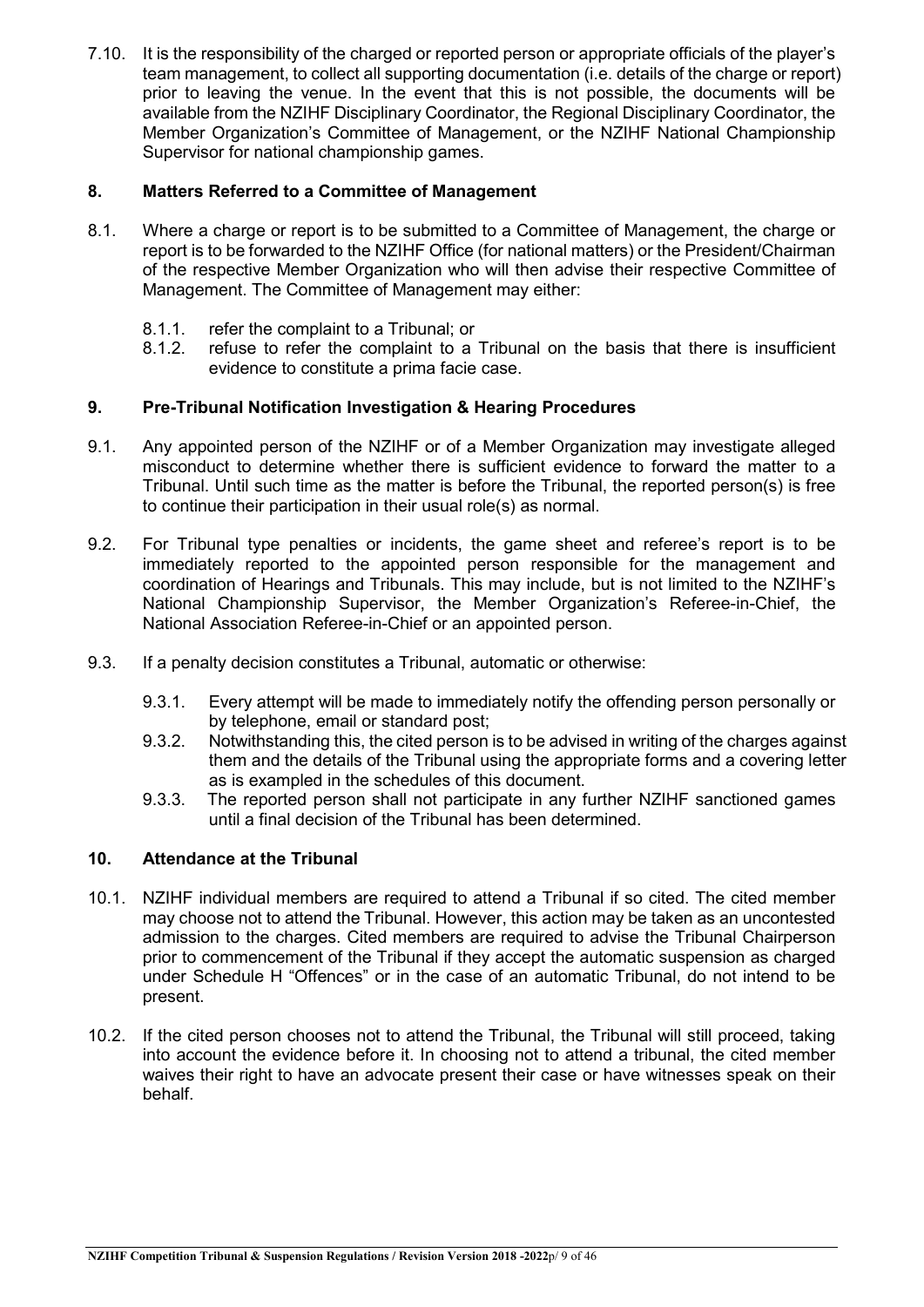7.10. It is the responsibility of the charged or reported person or appropriate officials of the player's team management, to collect all supporting documentation (i.e. details of the charge or report) prior to leaving the venue. In the event that this is not possible, the documents will be available from the NZIHF Disciplinary Coordinator, the Regional Disciplinary Coordinator, the Member Organization's Committee of Management, or the NZIHF National Championship Supervisor for national championship games.

## 8. Matters Referred to a Committee of Management

8.1. Where a charge or report is to be submitted to a Committee of Management, the charge or report is to be forwarded to the NZIHF Office (for national matters) or the President/Chairman of the respective Member Organization who will then advise their respective Committee of Management. The Committee of Management may either:

- 8.1.1. refer the complaint to a Tribunal; or
- 8.1.2. refuse to refer the complaint to a Tribunal on the basis that there is insufficient evidence to constitute a prima facie case.

## 9. Pre-Tribunal Notification Investigation & Hearing Procedures

9.1. Any appointed person of the NZIHF or of a Member Organization may investigate alleged misconduct to determine whether there is sufficient evidence to forward the matter to a Tribunal. Until such time as the matter is before the Tribunal, the reported person(s) is free to continue their participation in their usual role(s) as normal.

9.2. For Tribunal type penalties or incidents, the game sheet and referee's report is to be immediately reported to the appointed person responsible for the management and coordination of Hearings and Tribunals. This may include, but is not limited to the NZIHF's National Championship Supervisor, the Member Organization's Referee-in-Chief, the National Association Referee-in-Chief or an appointed person.

9.3. If a penalty decision constitutes a Tribunal, automatic or otherwise:

- 9.3.1. Every attempt will be made to immediately notify the offending person personally or by telephone, email or standard post;
- 9.3.2. Notwithstanding this, the cited person is to be advised in writing of the charges against them and the details of the Tribunal using the appropriate forms and a covering letter as is exampled in the schedules of this document.
- 9.3.3. The reported person shall not participate in any further NZIHF sanctioned games until a final decision of the Tribunal has been determined.

## 10. Attendance at the Tribunal

10.1. NZIHF individual members are required to attend a Tribunal if so cited. The cited member may choose not to attend the Tribunal. However, this action may be taken as an uncontested admission to the charges. Cited members are required to advise the Tribunal Chairperson prior to commencement of the Tribunal if they accept the automatic suspension as charged under Schedule H "Offences" or in the case of an automatic Tribunal, do not intend to be present.

10.2. If the cited person chooses not to attend the Tribunal, the Tribunal will still proceed, taking into account the evidence before it. In choosing not to attend a tribunal, the cited member waives their right to have an advocate present their case or have witnesses speak on their behalf.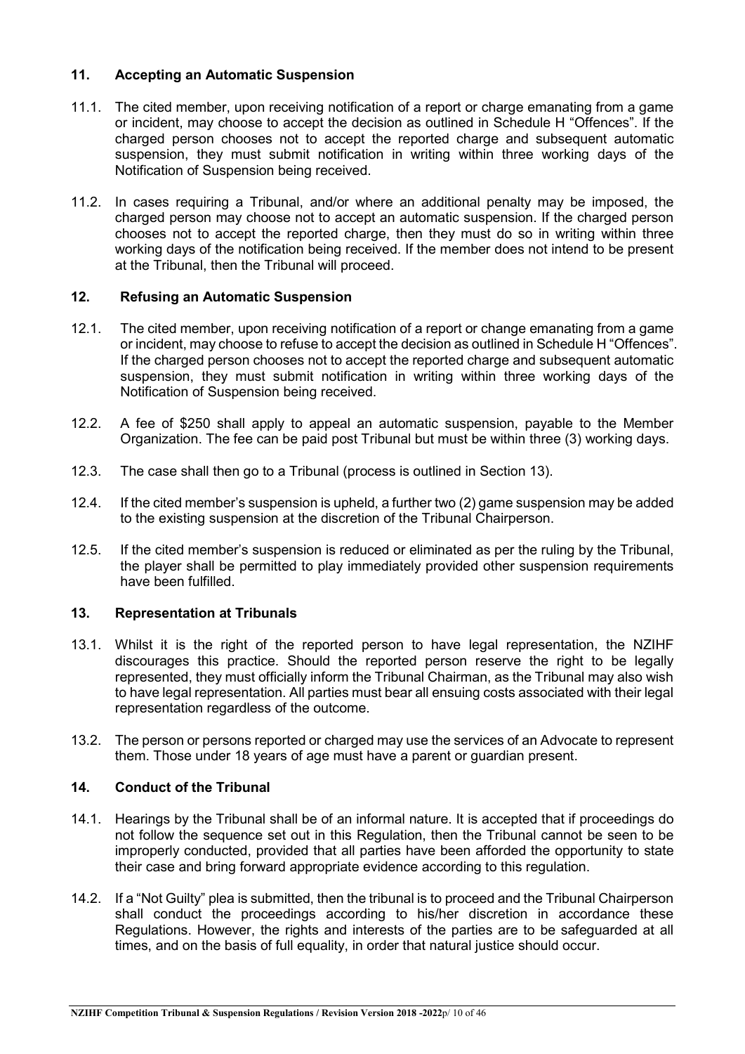## 11. Accepting an Automatic Suspension

11.1. The cited member, upon receiving notification of a report or charge emanating from a game or incident, may choose to accept the decision as outlined in Schedule H "Offences". If the charged person chooses not to accept the reported charge and subsequent automatic suspension, they must submit notification in writing within three working days of the Notification of Suspension being received.

11.2. In cases requiring a Tribunal, and/or where an additional penalty may be imposed, the charged person may choose not to accept an automatic suspension. If the charged person chooses not to accept the reported charge, then they must do so in writing within three working days of the notification being received. If the member does not intend to be present at the Tribunal, then the Tribunal will proceed.

## 12. Refusing an Automatic Suspension

12.1. The cited member, upon receiving notification of a report or change emanating from a game or incident, may choose to refuse to accept the decision as outlined in Schedule H "Offences". If the charged person chooses not to accept the reported charge and subsequent automatic suspension, they must submit notification in writing within three working days of the Notification of Suspension being received.

12.2. A fee of $250 shall apply to appeal an automatic suspension, payable to the Member Organization. The fee can be paid post Tribunal but must be within three (3) working days.

12.3. The case shall then go to a Tribunal (process is outlined in Section 13).

12.4. If the cited member's suspension is upheld, a further two (2) game suspension may be added to the existing suspension at the discretion of the Tribunal Chairperson.

12.5. If the cited member's suspension is reduced or eliminated as per the ruling by the Tribunal, the player shall be permitted to play immediately provided other suspension requirements have been fulfilled.

## 13. Representation at Tribunals

13.1. Whilst it is the right of the reported person to have legal representation, the NZIHF discourages this practice. Should the reported person reserve the right to be legally represented, they must officially inform the Tribunal Chairman, as the Tribunal may also wish to have legal representation. All parties must bear all ensuing costs associated with their legal representation regardless of the outcome.

13.2. The person or persons reported or charged may use the services of an Advocate to represent them. Those under 18 years of age must have a parent or guardian present.

## 14. Conduct of the Tribunal

14.1. Hearings by the Tribunal shall be of an informal nature. It is accepted that if proceedings do not follow the sequence set out in this Regulation, then the Tribunal cannot be seen to be improperly conducted, provided that all parties have been afforded the opportunity to state their case and bring forward appropriate evidence according to this regulation.

14.2. If a "Not Guilty" plea is submitted, then the tribunal is to proceed and the Tribunal Chairperson shall conduct the proceedings according to his/her discretion in accordance these Regulations. However, the rights and interests of the parties are to be safeguarded at all times, and on the basis of full equality, in order that natural justice should occur.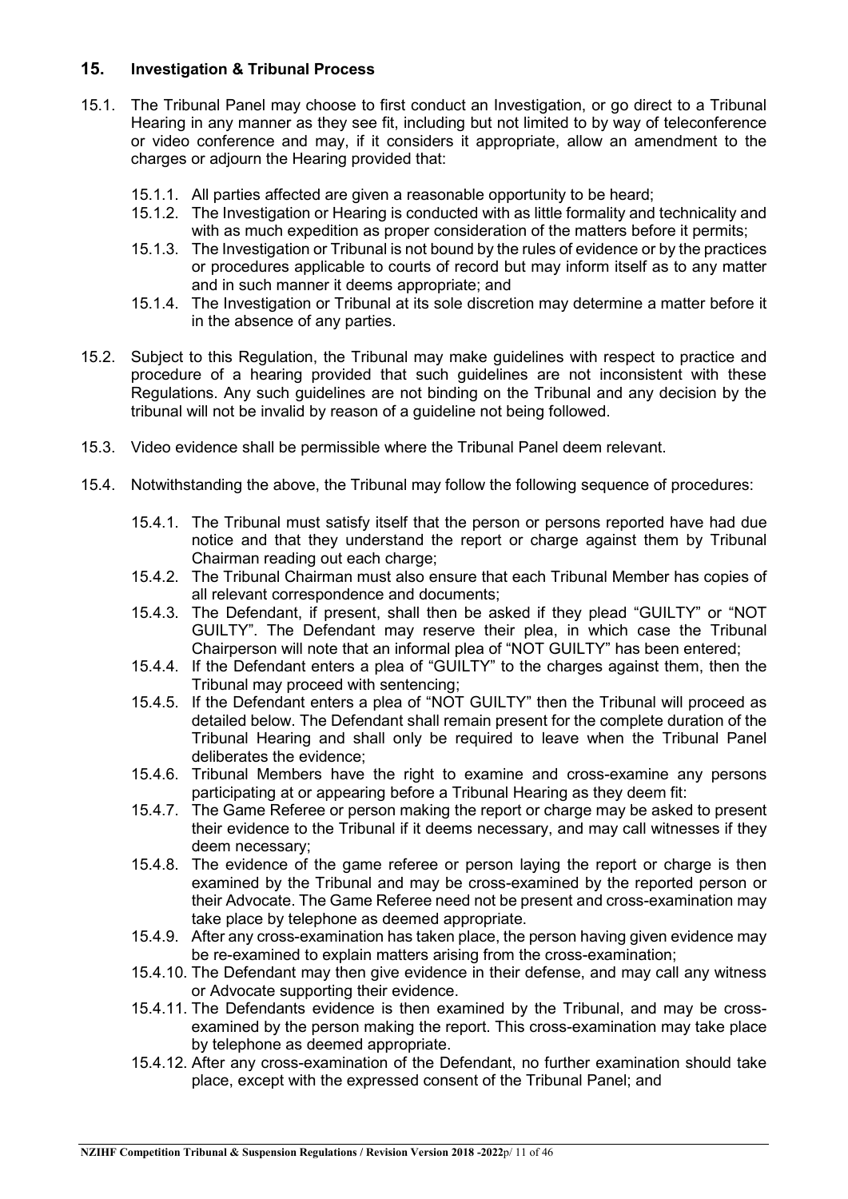## 15. Investigation & Tribunal Process

15.1. The Tribunal Panel may choose to first conduct an Investigation, or go direct to a Tribunal Hearing in any manner as they see fit, including but not limited to by way of teleconference or video conference and may, if it considers it appropriate, allow an amendment to the charges or adjourn the Hearing provided that:

15.1.1. All parties affected are given a reasonable opportunity to be heard;

15.1.2. The Investigation or Hearing is conducted with as little formality and technicality and with as much expedition as proper consideration of the matters before it permits;

15.1.3. The Investigation or Tribunal is not bound by the rules of evidence or by the practices or procedures applicable to courts of record but may inform itself as to any matter and in such manner it deems appropriate; and

15.1.4. The Investigation or Tribunal at its sole discretion may determine a matter before it in the absence of any parties.

15.2. Subject to this Regulation, the Tribunal may make guidelines with respect to practice and procedure of a hearing provided that such guidelines are not inconsistent with these Regulations. Any such guidelines are not binding on the Tribunal and any decision by the tribunal will not be invalid by reason of a guideline not being followed.

15.3. Video evidence shall be permissible where the Tribunal Panel deem relevant.

15.4. Notwithstanding the above, the Tribunal may follow the following sequence of procedures:

15.4.1. The Tribunal must satisfy itself that the person or persons reported have had due notice and that they understand the report or charge against them by Tribunal Chairman reading out each charge;

15.4.2. The Tribunal Chairman must also ensure that each Tribunal Member has copies of all relevant correspondence and documents;

15.4.3. The Defendant, if present, shall then be asked if they plead "GUILTY" or "NOT GUILTY". The Defendant may reserve their plea, in which case the Tribunal Chairperson will note that an informal plea of "NOT GUILTY" has been entered;

15.4.4. If the Defendant enters a plea of "GUILTY" to the charges against them, then the Tribunal may proceed with sentencing;

15.4.5. If the Defendant enters a plea of "NOT GUILTY" then the Tribunal will proceed as detailed below. The Defendant shall remain present for the complete duration of the Tribunal Hearing and shall only be required to leave when the Tribunal Panel deliberates the evidence;

15.4.6. Tribunal Members have the right to examine and cross-examine any persons participating at or appearing before a Tribunal Hearing as they deem fit:

15.4.7. The Game Referee or person making the report or charge may be asked to present their evidence to the Tribunal if it deems necessary, and may call witnesses if they deem necessary;

15.4.8. The evidence of the game referee or person laying the report or charge is then examined by the Tribunal and may be cross-examined by the reported person or their Advocate. The Game Referee need not be present and cross-examination may take place by telephone as deemed appropriate.

15.4.9. After any cross-examination has taken place, the person having given evidence may be re-examined to explain matters arising from the cross-examination;

15.4.10. The Defendant may then give evidence in their defense, and may call any witness or Advocate supporting their evidence.

15.4.11. The Defendants evidence is then examined by the Tribunal, and may be cross-examined by the person making the report. This cross-examination may take place by telephone as deemed appropriate.

15.4.12. After any cross-examination of the Defendant, no further examination should take place, except with the expressed consent of the Tribunal Panel; and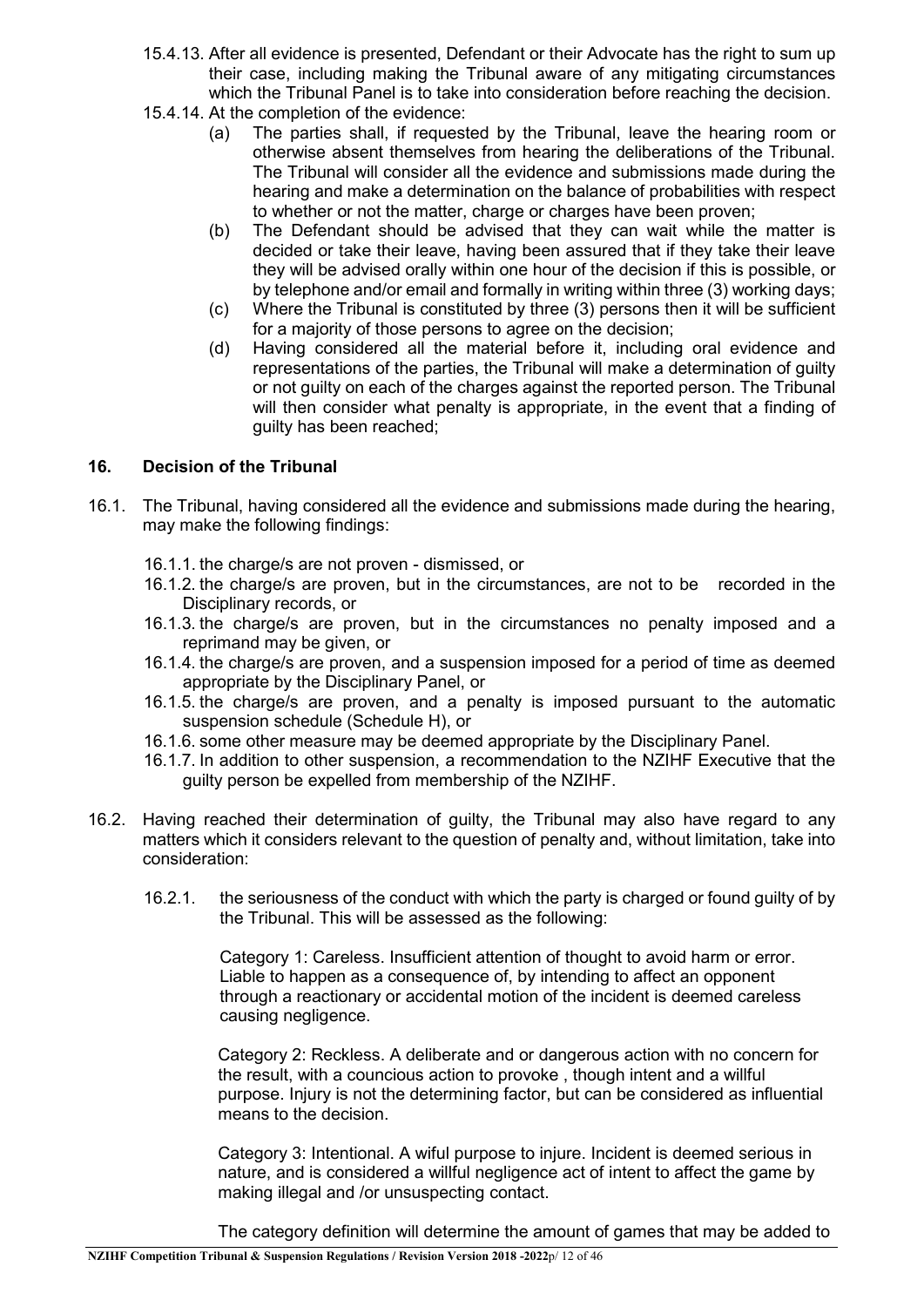15.4.13. After all evidence is presented, Defendant or their Advocate has the right to sum up their case, including making the Tribunal aware of any mitigating circumstances which the Tribunal Panel is to take into consideration before reaching the decision.

15.4.14. At the completion of the evidence:

(a) The parties shall, if requested by the Tribunal, leave the hearing room or otherwise absent themselves from hearing the deliberations of the Tribunal. The Tribunal will consider all the evidence and submissions made during the hearing and make a determination on the balance of probabilities with respect to whether or not the matter, charge or charges have been proven;

(b) The Defendant should be advised that they can wait while the matter is decided or take their leave, having been assured that if they take their leave they will be advised orally within one hour of the decision if this is possible, or by telephone and/or email and formally in writing within three (3) working days;

(c) Where the Tribunal is constituted by three (3) persons then it will be sufficient for a majority of those persons to agree on the decision;

(d) Having considered all the material before it, including oral evidence and representations of the parties, the Tribunal will make a determination of guilty or not guilty on each of the charges against the reported person. The Tribunal will then consider what penalty is appropriate, in the event that a finding of guilty has been reached;

## 16. Decision of the Tribunal

16.1. The Tribunal, having considered all the evidence and submissions made during the hearing, may make the following findings:

16.1.1. the charge/s are not proven - dismissed, or

16.1.2. the charge/s are proven, but in the circumstances, are not to be recorded in the Disciplinary records, or

16.1.3. the charge/s are proven, but in the circumstances no penalty imposed and a reprimand may be given, or

16.1.4. the charge/s are proven, and a suspension imposed for a period of time as deemed appropriate by the Disciplinary Panel, or

16.1.5. the charge/s are proven, and a penalty is imposed pursuant to the automatic suspension schedule (Schedule H), or

16.1.6. some other measure may be deemed appropriate by the Disciplinary Panel.

16.1.7. In addition to other suspension, a recommendation to the NZIHF Executive that the guilty person be expelled from membership of the NZIHF.

16.2. Having reached their determination of guilty, the Tribunal may also have regard to any matters which it considers relevant to the question of penalty and, without limitation, take into consideration:

16.2.1. the seriousness of the conduct with which the party is charged or found guilty of by the Tribunal. This will be assessed as the following:

Category 1: Careless. Insufficient attention of thought to avoid harm or error. Liable to happen as a consequence of, by intending to affect an opponent through a reactionary or accidental motion of the incident is deemed careless causing negligence.

Category 2: Reckless. A deliberate and or dangerous action with no concern for the result, with a councious action to provoke , though intent and a willful purpose. Injury is not the determining factor, but can be considered as influential means to the decision.

Category 3: Intentional. A wiful purpose to injure. Incident is deemed serious in nature, and is considered a willful negligence act of intent to affect the game by making illegal and /or unsuspecting contact.

The category definition will determine the amount of games that may be added to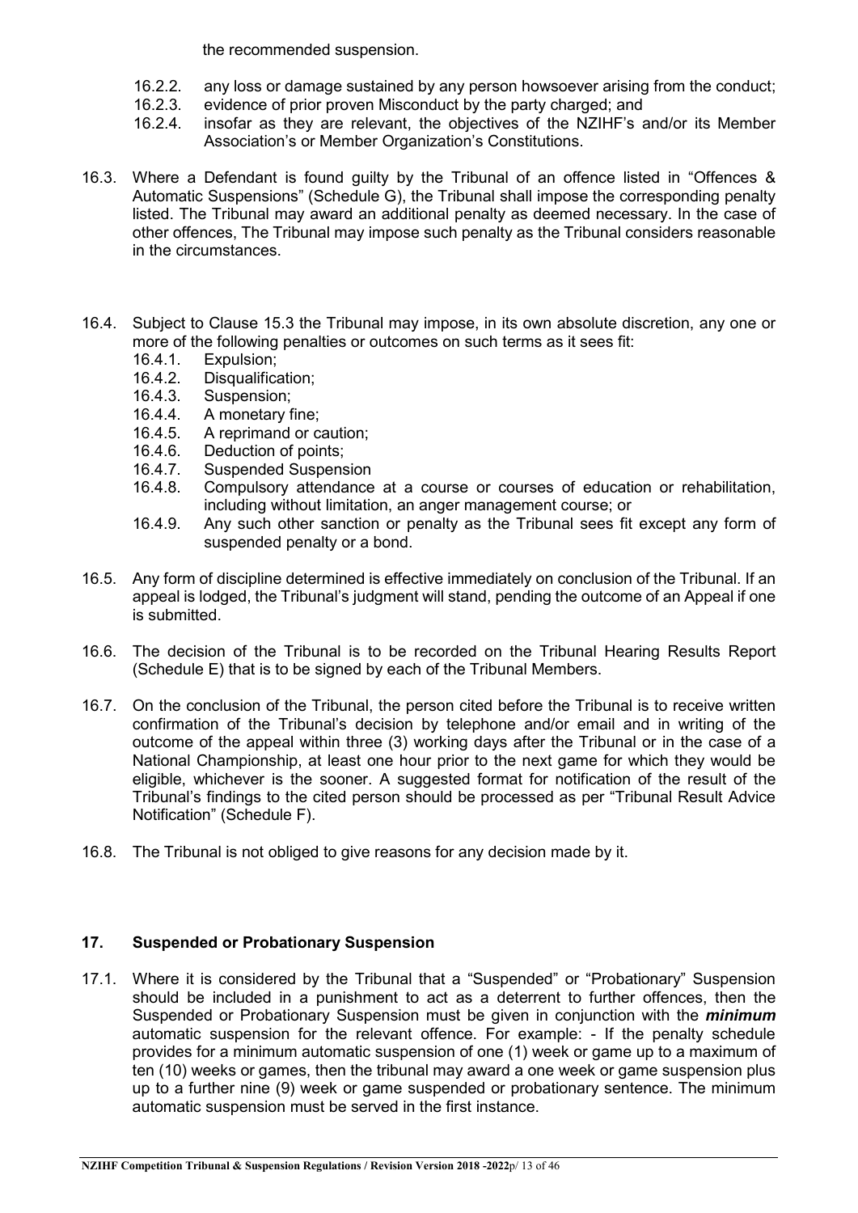the recommended suspension.

16.2.2. any loss or damage sustained by any person howsoever arising from the conduct;
16.2.3. evidence of prior proven Misconduct by the party charged; and
16.2.4. insofar as they are relevant, the objectives of the NZIHF's and/or its Member Association's or Member Organization's Constitutions.

16.3. Where a Defendant is found guilty by the Tribunal of an offence listed in "Offences & Automatic Suspensions" (Schedule G), the Tribunal shall impose the corresponding penalty listed. The Tribunal may award an additional penalty as deemed necessary. In the case of other offences, The Tribunal may impose such penalty as the Tribunal considers reasonable in the circumstances.

16.4. Subject to Clause 15.3 the Tribunal may impose, in its own absolute discretion, any one or more of the following penalties or outcomes on such terms as it sees fit:
16.4.1. Expulsion;
16.4.2. Disqualification;
16.4.3. Suspension;
16.4.4. A monetary fine;
16.4.5. A reprimand or caution;
16.4.6. Deduction of points;
16.4.7. Suspended Suspension
16.4.8. Compulsory attendance at a course or courses of education or rehabilitation, including without limitation, an anger management course; or
16.4.9. Any such other sanction or penalty as the Tribunal sees fit except any form of suspended penalty or a bond.

16.5. Any form of discipline determined is effective immediately on conclusion of the Tribunal. If an appeal is lodged, the Tribunal's judgment will stand, pending the outcome of an Appeal if one is submitted.

16.6. The decision of the Tribunal is to be recorded on the Tribunal Hearing Results Report (Schedule E) that is to be signed by each of the Tribunal Members.

16.7. On the conclusion of the Tribunal, the person cited before the Tribunal is to receive written confirmation of the Tribunal's decision by telephone and/or email and in writing of the outcome of the appeal within three (3) working days after the Tribunal or in the case of a National Championship, at least one hour prior to the next game for which they would be eligible, whichever is the sooner. A suggested format for notification of the result of the Tribunal's findings to the cited person should be processed as per "Tribunal Result Advice Notification" (Schedule F).

16.8. The Tribunal is not obliged to give reasons for any decision made by it.

## 17. Suspended or Probationary Suspension

17.1. Where it is considered by the Tribunal that a "Suspended" or "Probationary" Suspension should be included in a punishment to act as a deterrent to further offences, then the Suspended or Probationary Suspension must be given in conjunction with the ***minimum*** automatic suspension for the relevant offence. For example: - If the penalty schedule provides for a minimum automatic suspension of one (1) week or game up to a maximum of ten (10) weeks or games, then the tribunal may award a one week or game suspension plus up to a further nine (9) week or game suspended or probationary sentence. The minimum automatic suspension must be served in the first instance.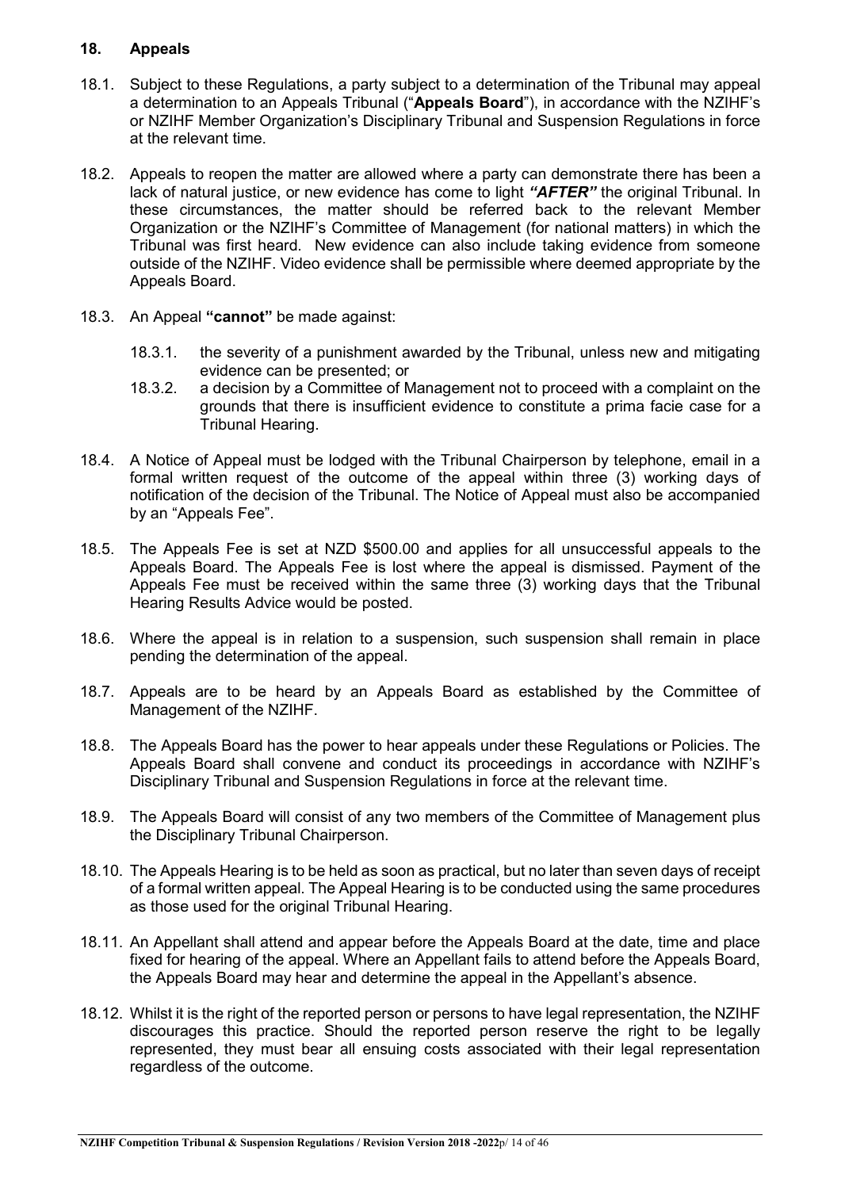## 18. Appeals

18.1. Subject to these Regulations, a party subject to a determination of the Tribunal may appeal a determination to an Appeals Tribunal ("**Appeals Board**"), in accordance with the NZIHF's or NZIHF Member Organization's Disciplinary Tribunal and Suspension Regulations in force at the relevant time.

18.2. Appeals to reopen the matter are allowed where a party can demonstrate there has been a lack of natural justice, or new evidence has come to light ***"AFTER"*** the original Tribunal. In these circumstances, the matter should be referred back to the relevant Member Organization or the NZIHF's Committee of Management (for national matters) in which the Tribunal was first heard. New evidence can also include taking evidence from someone outside of the NZIHF. Video evidence shall be permissible where deemed appropriate by the Appeals Board.

18.3. An Appeal **"cannot"** be made against:

- 18.3.1. the severity of a punishment awarded by the Tribunal, unless new and mitigating evidence can be presented; or
- 18.3.2. a decision by a Committee of Management not to proceed with a complaint on the grounds that there is insufficient evidence to constitute a prima facie case for a Tribunal Hearing.

18.4. A Notice of Appeal must be lodged with the Tribunal Chairperson by telephone, email in a formal written request of the outcome of the appeal within three (3) working days of notification of the decision of the Tribunal. The Notice of Appeal must also be accompanied by an "Appeals Fee".

18.5. The Appeals Fee is set at NZD $500.00 and applies for all unsuccessful appeals to the Appeals Board. The Appeals Fee is lost where the appeal is dismissed. Payment of the Appeals Fee must be received within the same three (3) working days that the Tribunal Hearing Results Advice would be posted.

18.6. Where the appeal is in relation to a suspension, such suspension shall remain in place pending the determination of the appeal.

18.7. Appeals are to be heard by an Appeals Board as established by the Committee of Management of the NZIHF.

18.8. The Appeals Board has the power to hear appeals under these Regulations or Policies. The Appeals Board shall convene and conduct its proceedings in accordance with NZIHF's Disciplinary Tribunal and Suspension Regulations in force at the relevant time.

18.9. The Appeals Board will consist of any two members of the Committee of Management plus the Disciplinary Tribunal Chairperson.

18.10. The Appeals Hearing is to be held as soon as practical, but no later than seven days of receipt of a formal written appeal. The Appeal Hearing is to be conducted using the same procedures as those used for the original Tribunal Hearing.

18.11. An Appellant shall attend and appear before the Appeals Board at the date, time and place fixed for hearing of the appeal. Where an Appellant fails to attend before the Appeals Board, the Appeals Board may hear and determine the appeal in the Appellant's absence.

18.12. Whilst it is the right of the reported person or persons to have legal representation, the NZIHF discourages this practice. Should the reported person reserve the right to be legally represented, they must bear all ensuing costs associated with their legal representation regardless of the outcome.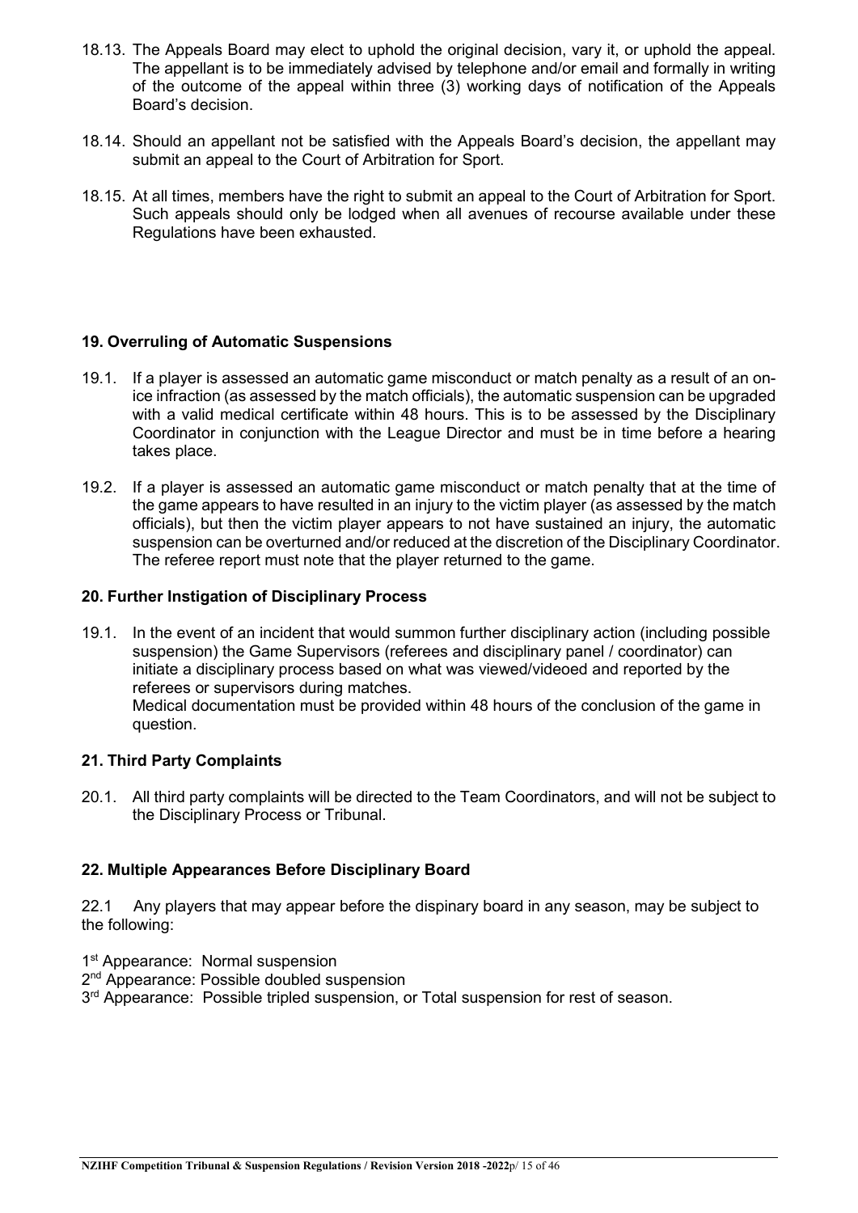18.13. The Appeals Board may elect to uphold the original decision, vary it, or uphold the appeal. The appellant is to be immediately advised by telephone and/or email and formally in writing of the outcome of the appeal within three (3) working days of notification of the Appeals Board's decision.

18.14. Should an appellant not be satisfied with the Appeals Board's decision, the appellant may submit an appeal to the Court of Arbitration for Sport.

18.15. At all times, members have the right to submit an appeal to the Court of Arbitration for Sport. Such appeals should only be lodged when all avenues of recourse available under these Regulations have been exhausted.

## 19. Overruling of Automatic Suspensions

19.1. If a player is assessed an automatic game misconduct or match penalty as a result of an on-ice infraction (as assessed by the match officials), the automatic suspension can be upgraded with a valid medical certificate within 48 hours. This is to be assessed by the Disciplinary Coordinator in conjunction with the League Director and must be in time before a hearing takes place.

19.2. If a player is assessed an automatic game misconduct or match penalty that at the time of the game appears to have resulted in an injury to the victim player (as assessed by the match officials), but then the victim player appears to not have sustained an injury, the automatic suspension can be overturned and/or reduced at the discretion of the Disciplinary Coordinator. The referee report must note that the player returned to the game.

## 20. Further Instigation of Disciplinary Process

19.1. In the event of an incident that would summon further disciplinary action (including possible suspension) the Game Supervisors (referees and disciplinary panel / coordinator) can initiate a disciplinary process based on what was viewed/videoed and reported by the referees or supervisors during matches.
Medical documentation must be provided within 48 hours of the conclusion of the game in question.

## 21. Third Party Complaints

20.1. All third party complaints will be directed to the Team Coordinators, and will not be subject to the Disciplinary Process or Tribunal.

## 22. Multiple Appearances Before Disciplinary Board

22.1 Any players that may appear before the dispinary board in any season, may be subject to the following:

1st Appearance: Normal suspension
2nd Appearance: Possible doubled suspension
3rd Appearance: Possible tripled suspension, or Total suspension for rest of season.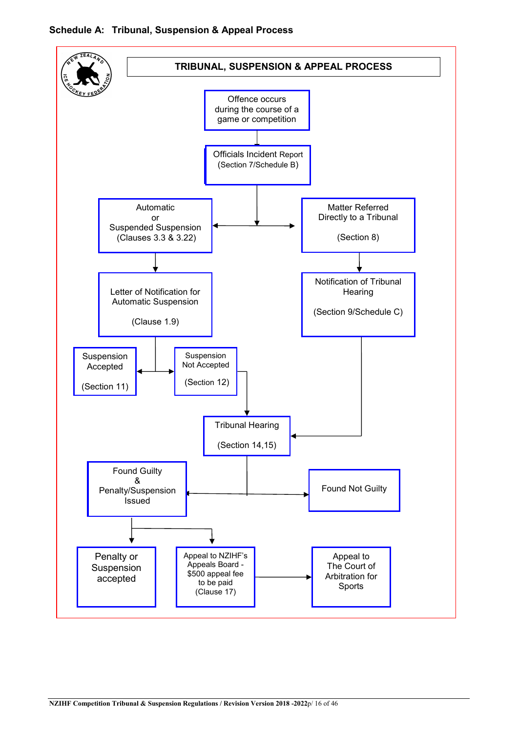**Schedule A: Tribunal, Suspension & Appeal Process**

**TRIBUNAL, SUSPENSION & APPEAL PROCESS**

Offence occurs during the course of a game or competition

Officials Incident Report (Section 7/Schedule B)

Automatic or Suspended Suspension (Clauses 3.3 & 3.22)

Matter Referred Directly to a Tribunal (Section 8)

Letter of Notification for Automatic Suspension (Clause 1.9)

Notification of Tribunal Hearing (Section 9/Schedule C)

Suspension Accepted (Section 11)

Suspension Not Accepted (Section 12)

Tribunal Hearing (Section 14,15)

Found Guilty & Penalty/Suspension Issued

Found Not Guilty

Penalty or Suspension accepted

Appeal to NZIHF's Appeals Board - $500 appeal fee to be paid (Clause 17)

Appeal to The Court of Arbitration for Sports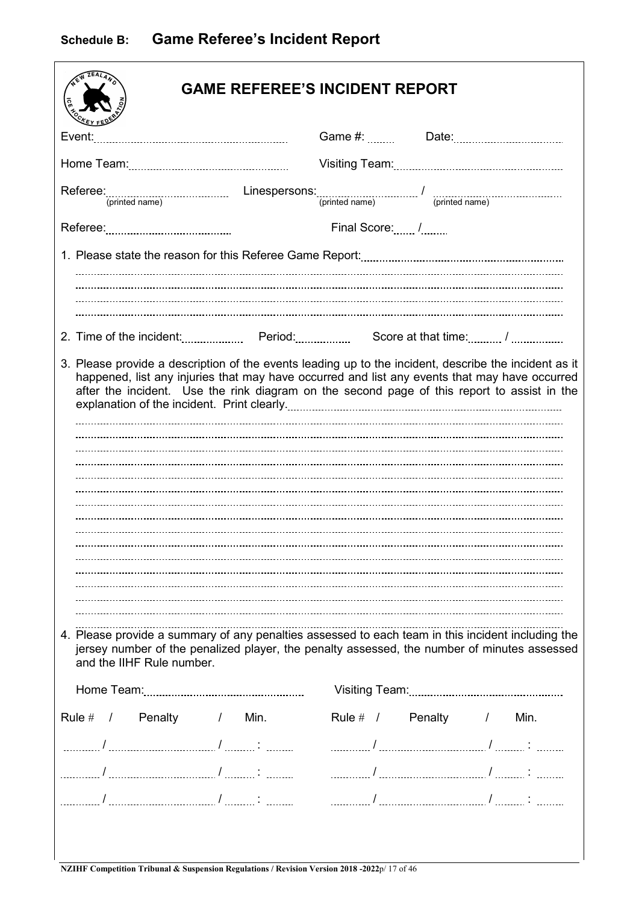## Schedule B: Game Referee's Incident Report

# GAME REFEREE'S INCIDENT REPORT

Event: ______________________ Game #: ______ Date: ______________

Home Team: ______________________ Visiting Team: ______________________

Referee: ______________ Linespersons: ______________ / ______________
(printed name) (printed name) (printed name)

Referee: ______________ Final Score: ____ / ____

1. Please state the reason for this Referee Game Report: ______________________

2. Time of the incident: ________ Period: ________ Score at that time: ______ / ______

3. Please provide a description of the events leading up to the incident, describe the incident as it happened, list any injuries that may have occurred and list any events that may have occurred after the incident. Use the rink diagram on the second page of this report to assist in the explanation of the incident. Print clearly. ______________________

4. Please provide a summary of any penalties assessed to each team in this incident including the jersey number of the penalized player, the penalty assessed, the number of minutes assessed and the IIHF Rule number.

| Home Team: | | | Visiting Team: | | |
|---|---|---|---|---|---|
| Rule # / | Penalty / | Min. | Rule # / | Penalty / | Min. |
| ____ / | ____ / | ____ : ____ | ____ / | ____ / | ____ : ____ |
| ____ / | ____ / | ____ : ____ | ____ / | ____ / | ____ : ____ |
| ____ / | ____ / | ____ : ____ | ____ / | ____ / | ____ : ____ |

NZIHF Competition Tribunal & Suspension Regulations / Revision Version 2018 -2022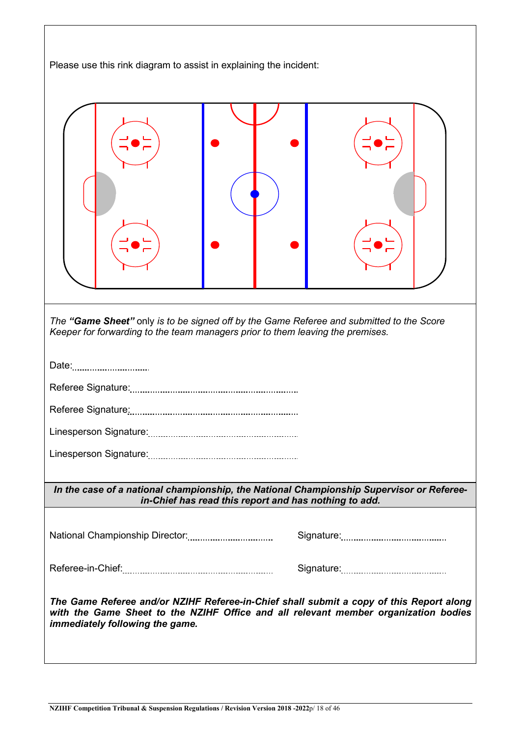Please use this rink diagram to assist in explaining the incident:

*The* ***"Game Sheet"*** only *is to be signed off by the Game Referee and submitted to the Score Keeper for forwarding to the team managers prior to them leaving the premises.*

Date:...............................

Referee Signature:...................................................................

Referee Signature:...................................................................

Linesperson Signature:...........................................................

Linesperson Signature:...........................................................

***In the case of a national championship, the National Championship Supervisor or Referee-in-Chief has read this report and has nothing to add.***

National Championship Director:................................ Signature:........................................

Referee-in-Chief:.................................................... Signature:........................................

***The Game Referee and/or NZIHF Referee-in-Chief shall submit a copy of this Report along with the Game Sheet to the NZIHF Office and all relevant member organization bodies immediately following the game.***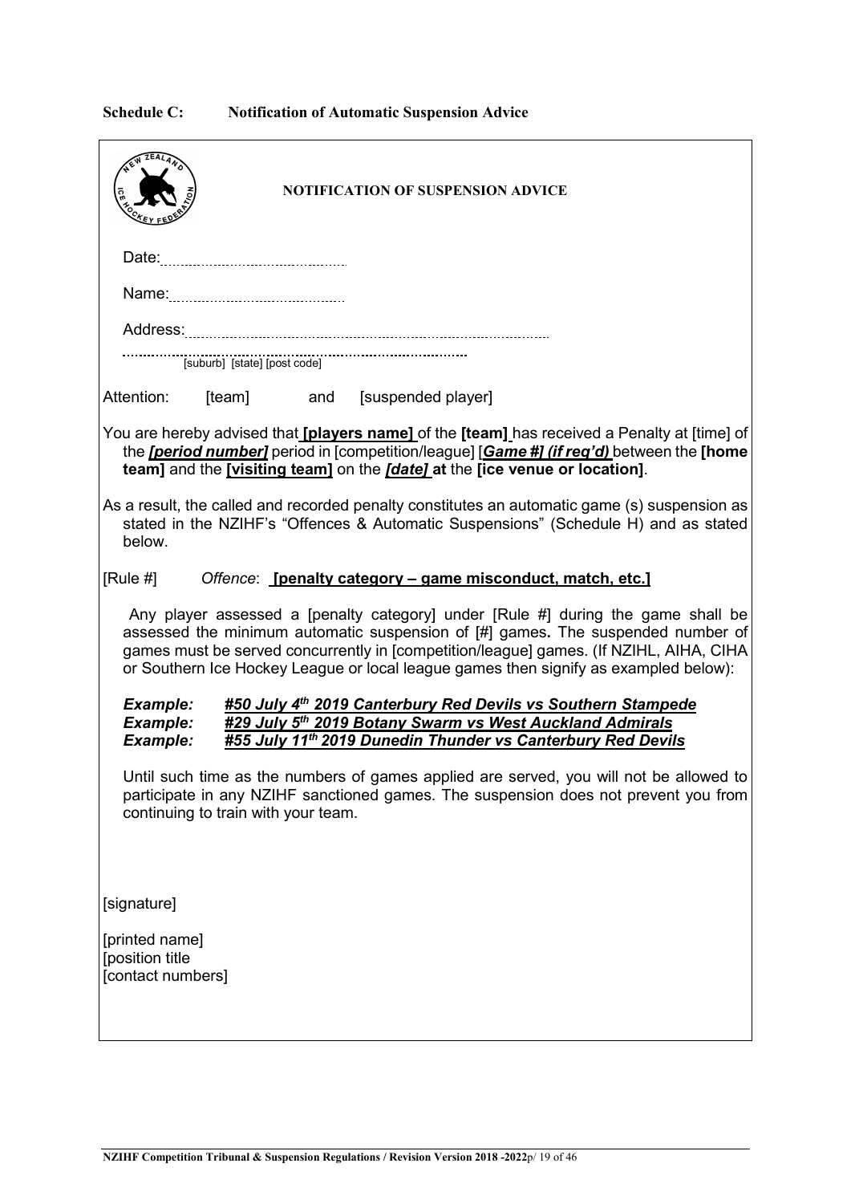**Schedule C: Notification of Automatic Suspension Advice**

**NOTIFICATION OF SUSPENSION ADVICE**

Date:……………………………………

Name:…………………………………

Address:……………………………………………………………………………

……………………………………………………………………………
[suburb] [state] [post code]

Attention: [team] and [suspended player]

You are hereby advised that **[players name]** of the **[team]** has received a Penalty at [time] of the ***[period number]*** period in [competition/league] [***Game #] (if req'd)*** between the **[home team]** and the **[visiting team]** on the ***[date]*** **at** the **[ice venue or location]**.

As a result, the called and recorded penalty constitutes an automatic game (s) suspension as stated in the NZIHF's "Offences & Automatic Suspensions" (Schedule H) and as stated below.

[Rule #] *Offence*: **[penalty category – game misconduct, match, etc.]**

Any player assessed a [penalty category] under [Rule #] during the game shall be assessed the minimum automatic suspension of [#] games**.** The suspended number of games must be served concurrently in [competition/league] games. (If NZIHL, AIHA, CIHA or Southern Ice Hockey League or local league games then signify as exampled below):

***Example:*** ***#50 July 4th 2019 Canterbury Red Devils vs Southern Stampede***
***Example:*** ***#29 July 5th 2019 Botany Swarm vs West Auckland Admirals***
***Example:*** ***#55 July 11th 2019 Dunedin Thunder vs Canterbury Red Devils***

Until such time as the numbers of games applied are served, you will not be allowed to participate in any NZIHF sanctioned games. The suspension does not prevent you from continuing to train with your team.

[signature]

[printed name]
[position title
[contact numbers]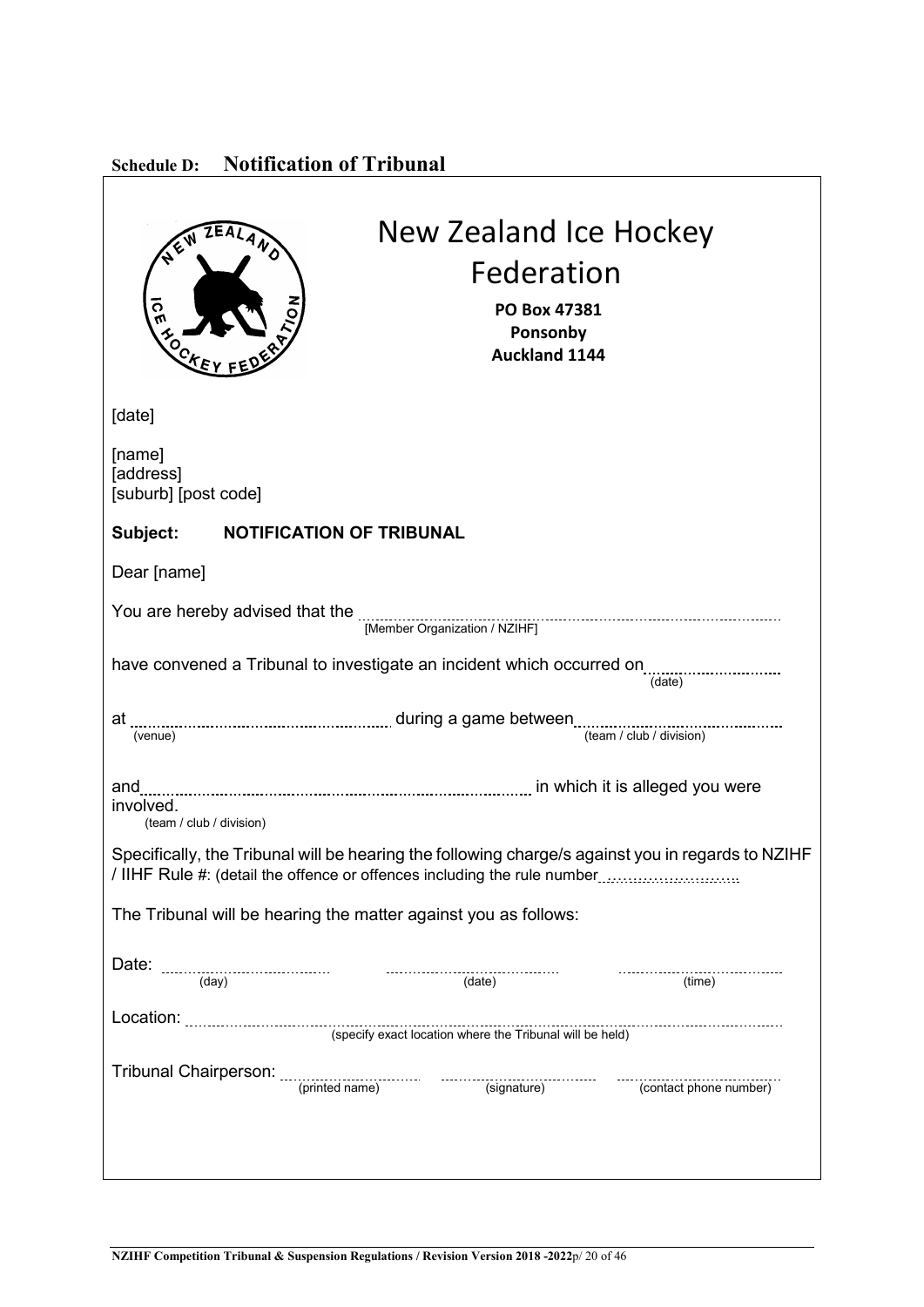## Schedule D: Notification of Tribunal

# New Zealand Ice Hockey Federation

**PO Box 47381**
**Ponsonby**
**Auckland 1144**

[date]

[name]
[address]
[suburb] [post code]

**Subject: NOTIFICATION OF TRIBUNAL**

Dear [name]

You are hereby advised that the ............................................................ [Member Organization / NZIHF]

have convened a Tribunal to investigate an incident which occurred on .................... (date)

at ........................................ (venue) during a game between ........................................ (team / club / division)

and ............................................................ (team / club / division) in which it is alleged you were involved.

Specifically, the Tribunal will be hearing the following charge/s against you in regards to NZIHF / IIHF Rule #: (detail the offence or offences including the rule number ............................

The Tribunal will be hearing the matter against you as follows:

Date: .................... (day) .................... (date) .................... (time)

Location: ............................................................ (specify exact location where the Tribunal will be held)

Tribunal Chairperson: .................... (printed name) .................... (signature) .................... (contact phone number)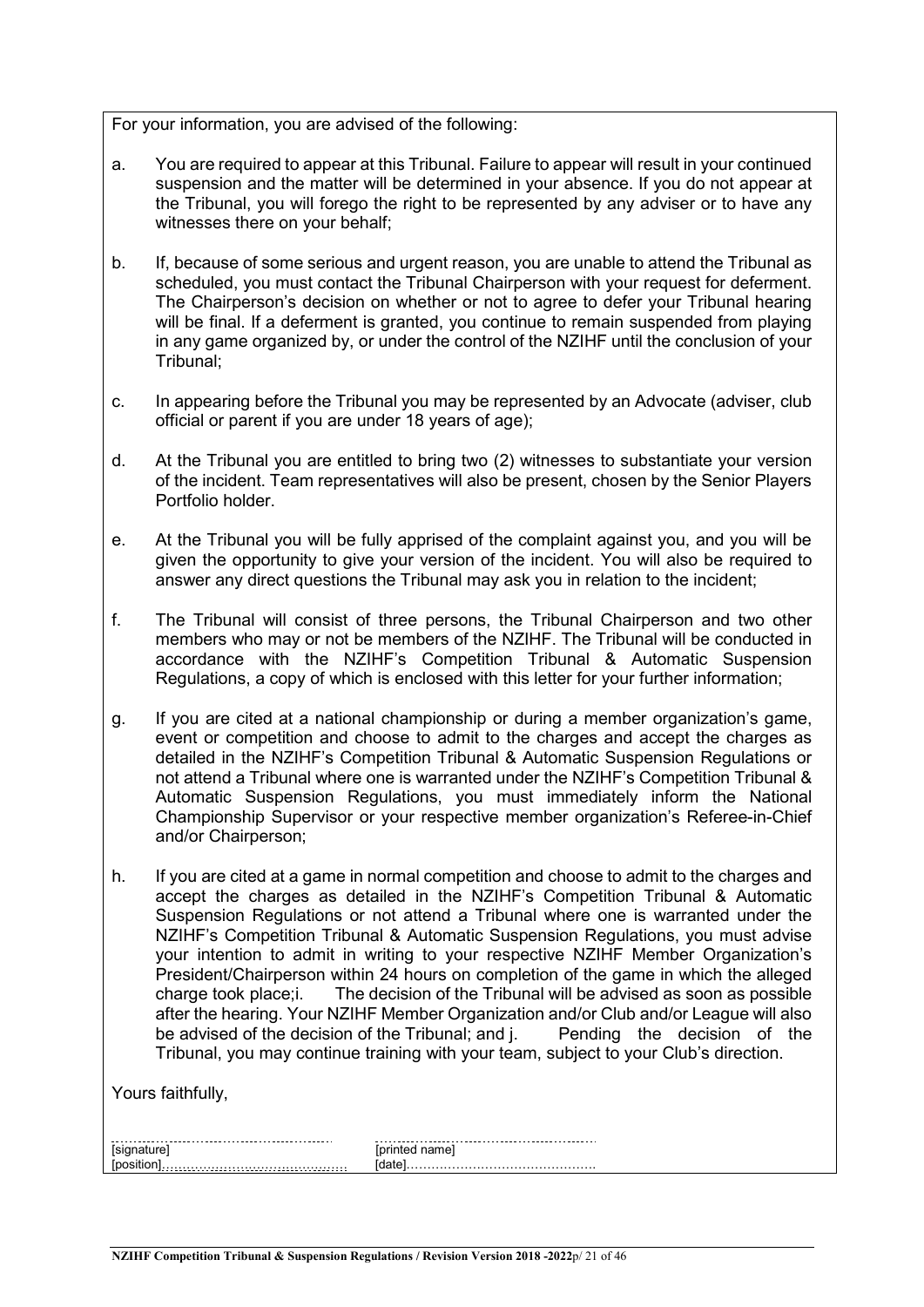For your information, you are advised of the following:

a. You are required to appear at this Tribunal. Failure to appear will result in your continued suspension and the matter will be determined in your absence. If you do not appear at the Tribunal, you will forego the right to be represented by any adviser or to have any witnesses there on your behalf;

b. If, because of some serious and urgent reason, you are unable to attend the Tribunal as scheduled, you must contact the Tribunal Chairperson with your request for deferment. The Chairperson's decision on whether or not to agree to defer your Tribunal hearing will be final. If a deferment is granted, you continue to remain suspended from playing in any game organized by, or under the control of the NZIHF until the conclusion of your Tribunal;

c. In appearing before the Tribunal you may be represented by an Advocate (adviser, club official or parent if you are under 18 years of age);

d. At the Tribunal you are entitled to bring two (2) witnesses to substantiate your version of the incident. Team representatives will also be present, chosen by the Senior Players Portfolio holder.

e. At the Tribunal you will be fully apprised of the complaint against you, and you will be given the opportunity to give your version of the incident. You will also be required to answer any direct questions the Tribunal may ask you in relation to the incident;

f. The Tribunal will consist of three persons, the Tribunal Chairperson and two other members who may or not be members of the NZIHF. The Tribunal will be conducted in accordance with the NZIHF's Competition Tribunal & Automatic Suspension Regulations, a copy of which is enclosed with this letter for your further information;

g. If you are cited at a national championship or during a member organization's game, event or competition and choose to admit to the charges and accept the charges as detailed in the NZIHF's Competition Tribunal & Automatic Suspension Regulations or not attend a Tribunal where one is warranted under the NZIHF's Competition Tribunal & Automatic Suspension Regulations, you must immediately inform the National Championship Supervisor or your respective member organization's Referee-in-Chief and/or Chairperson;

h. If you are cited at a game in normal competition and choose to admit to the charges and accept the charges as detailed in the NZIHF's Competition Tribunal & Automatic Suspension Regulations or not attend a Tribunal where one is warranted under the NZIHF's Competition Tribunal & Automatic Suspension Regulations, you must advise your intention to admit in writing to your respective NZIHF Member Organization's President/Chairperson within 24 hours on completion of the game in which the alleged charge took place;i. The decision of the Tribunal will be advised as soon as possible after the hearing. Your NZIHF Member Organization and/or Club and/or League will also be advised of the decision of the Tribunal; and j. Pending the decision of the Tribunal, you may continue training with your team, subject to your Club's direction.

Yours faithfully,

[signature] ……………………… [printed name] ………………………

[position]……………………… [date]………………………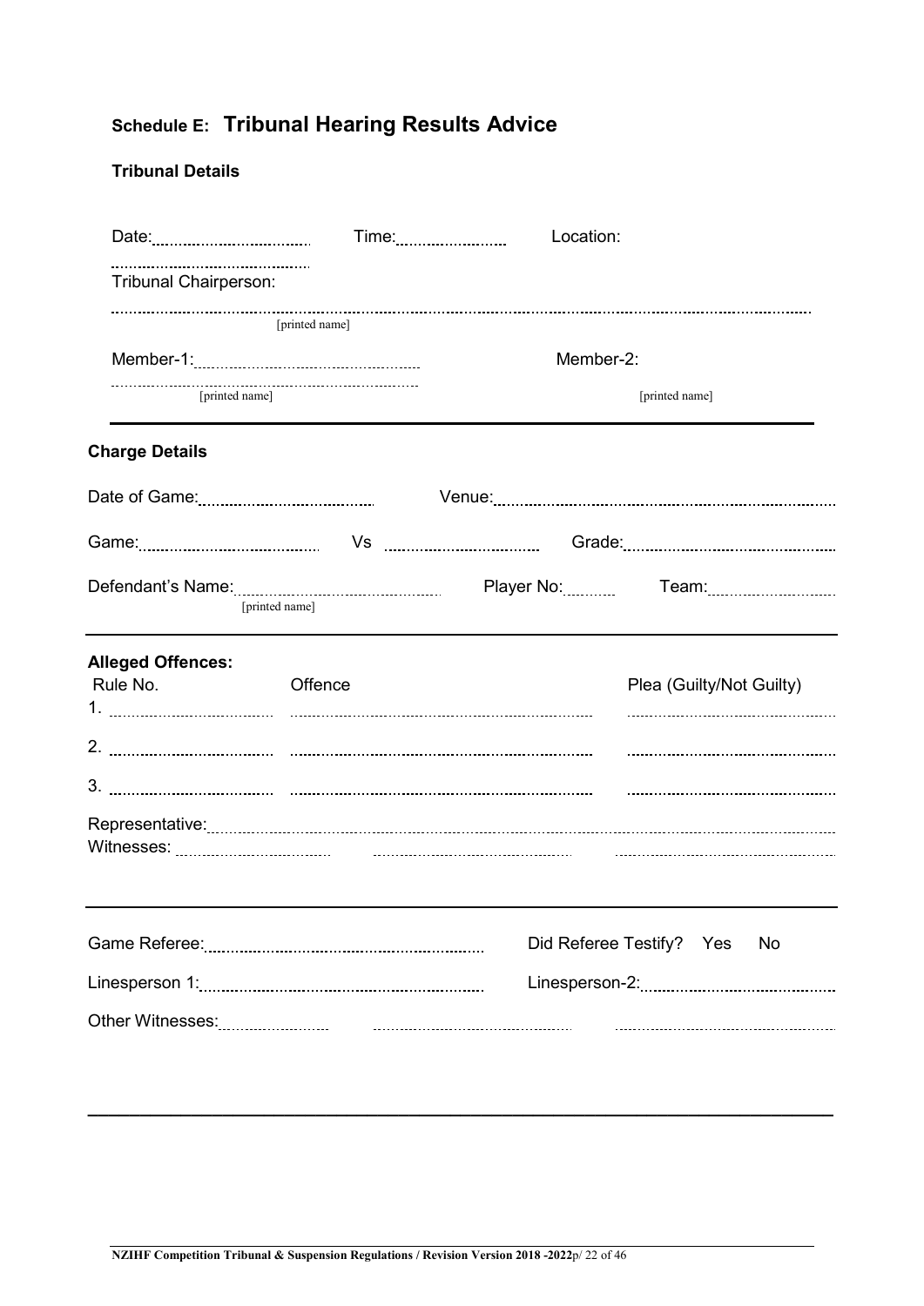## Schedule E: Tribunal Hearing Results Advice

**Tribunal Details**

Date:.............................. Time:...................... Location:

........................................

Tribunal Chairperson:

..........................................................................................................................................

[printed name]

Member-1:........................................ Member-2:

........................................

[printed name] [printed name]

---

**Charge Details**

Date of Game:.............................. Venue:..............................................................

Game:.............................. Vs .............................. Grade:....................................

Defendant's Name:.............................. Player No:.......... Team:......................

[printed name]

---

**Alleged Offences:**

| Rule No. | Offence | Plea (Guilty/Not Guilty) |
|---|---|---|
| 1. .............................. | .............................................................. | .................................... |
| 2. .............................. | .............................................................. | .................................... |
| 3. .............................. | .............................................................. | .................................... |

Representative:..........................................................................................................

Witnesses: .............................. .............................. ..............................

---

Game Referee:.............................................. Did Referee Testify? Yes No

Linesperson 1:.............................................. Linesperson-2:..............................

Other Witnesses:...................... .............................. ..............................

---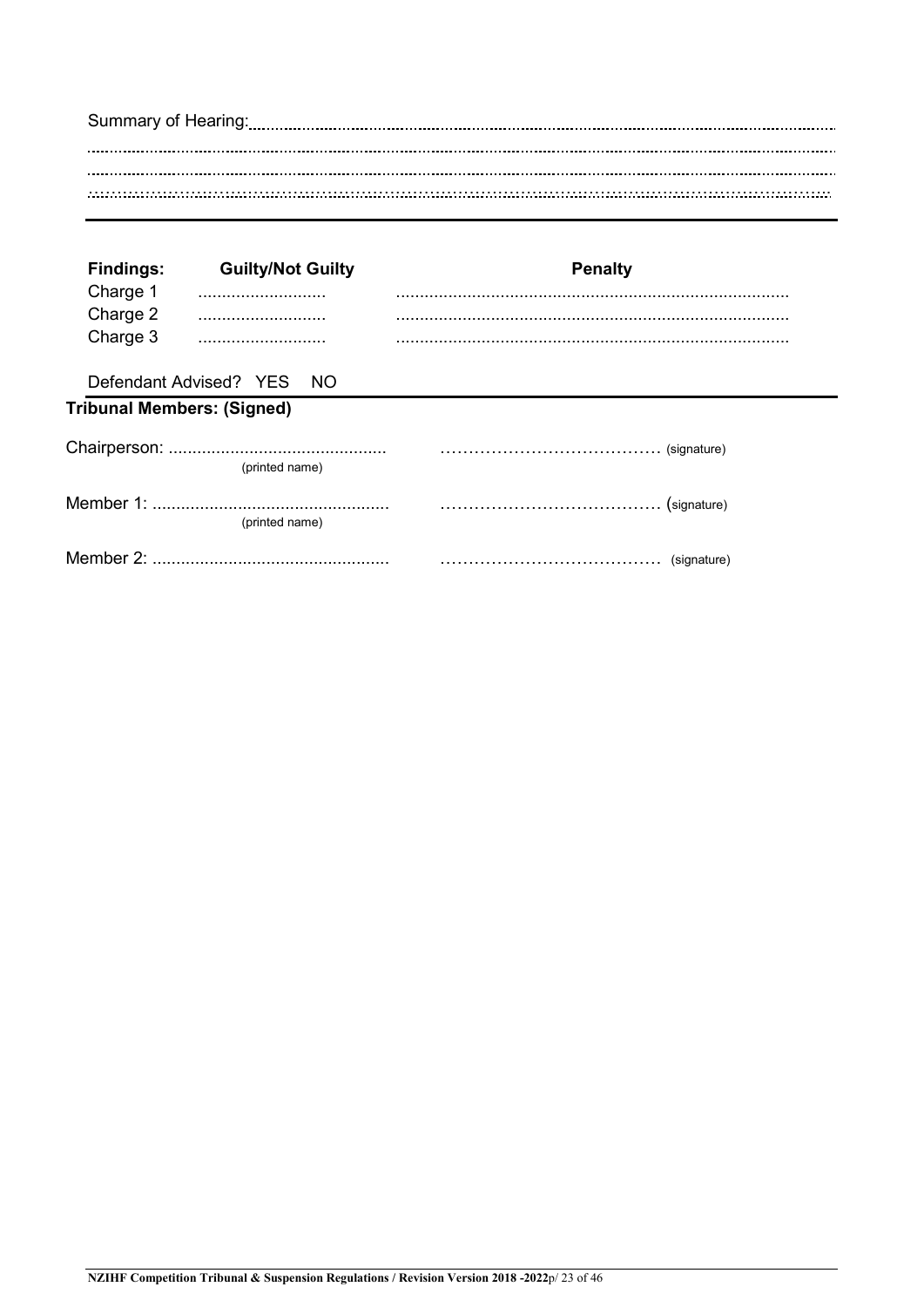Summary of Hearing:.............................................................................................................

.............................................................................................................................................

.............................................................................................................................................

.............................................................................................................................................

---

| **Findings:** | **Guilty/Not Guilty** | **Penalty** |
|---|---|---|
| Charge 1 | ........................... | ..................................................................................... |
| Charge 2 | ........................... | ..................................................................................... |
| Charge 3 | ........................... | ..................................................................................... |

Defendant Advised? YES NO

**Tribunal Members: (Signed)**

Chairperson: ............................................. ………………………………… (signature)
(printed name)

Member 1: .................................................. ………………………………… (signature)
(printed name)

Member 2: .................................................. ………………………………… (signature)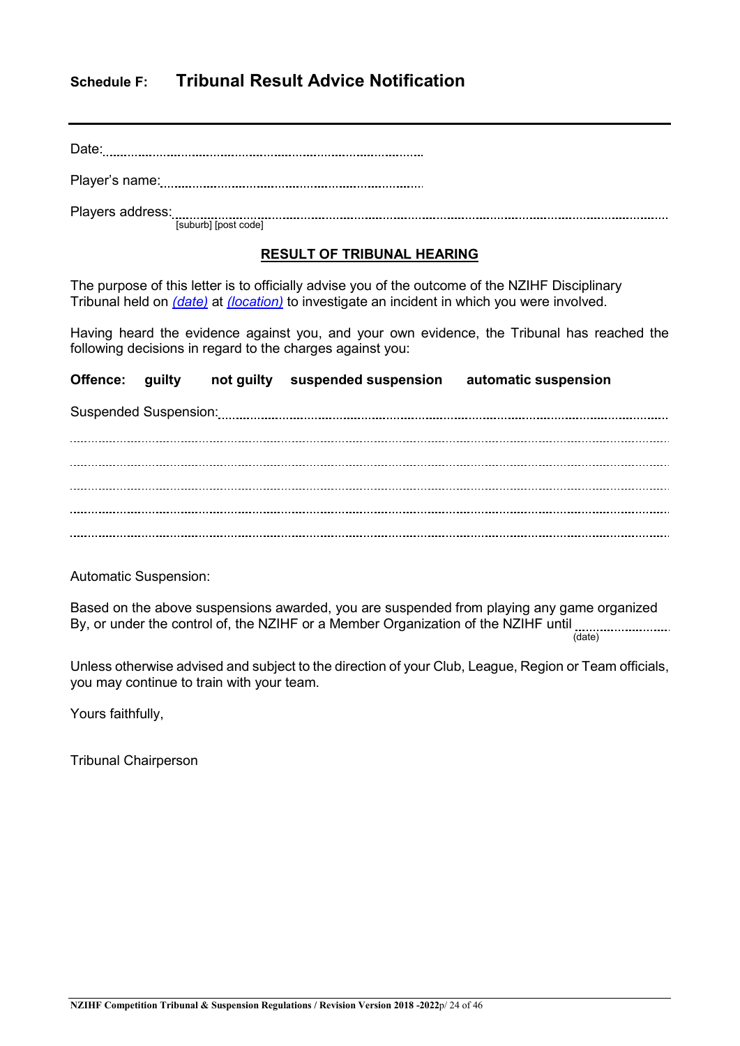## Schedule F: Tribunal Result Advice Notification

---

Date:.........................................................................................

Player's name:...........................................................................

Players address:..........................................................................................................................................
[suburb] [post code]

**RESULT OF TRIBUNAL HEARING**

The purpose of this letter is to officially advise you of the outcome of the NZIHF Disciplinary Tribunal held on *(date)* at *(location)* to investigate an incident in which you were involved.

Having heard the evidence against you, and your own evidence, the Tribunal has reached the following decisions in regard to the charges against you:

**Offence: guilty not guilty suspended suspension automatic suspension**

Suspended Suspension:..........................................................................................................................

..........................................................................................................................................................................

..........................................................................................................................................................................

..........................................................................................................................................................................

..........................................................................................................................................................................

..........................................................................................................................................................................

Automatic Suspension:

Based on the above suspensions awarded, you are suspended from playing any game organized By, or under the control of, the NZIHF or a Member Organization of the NZIHF until ..........................
(date)

Unless otherwise advised and subject to the direction of your Club, League, Region or Team officials, you may continue to train with your team.

Yours faithfully,

Tribunal Chairperson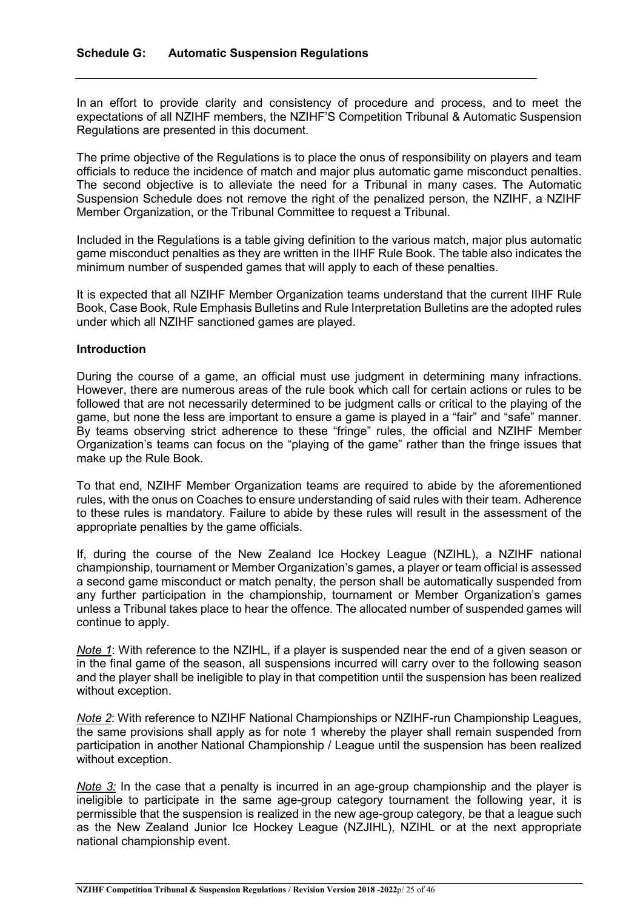## Schedule G: Automatic Suspension Regulations

In an effort to provide clarity and consistency of procedure and process, and to meet the expectations of all NZIHF members, the NZIHF'S Competition Tribunal & Automatic Suspension Regulations are presented in this document.

The prime objective of the Regulations is to place the onus of responsibility on players and team officials to reduce the incidence of match and major plus automatic game misconduct penalties. The second objective is to alleviate the need for a Tribunal in many cases. The Automatic Suspension Schedule does not remove the right of the penalized person, the NZIHF, a NZIHF Member Organization, or the Tribunal Committee to request a Tribunal.

Included in the Regulations is a table giving definition to the various match, major plus automatic game misconduct penalties as they are written in the IIHF Rule Book. The table also indicates the minimum number of suspended games that will apply to each of these penalties.

It is expected that all NZIHF Member Organization teams understand that the current IIHF Rule Book, Case Book, Rule Emphasis Bulletins and Rule Interpretation Bulletins are the adopted rules under which all NZIHF sanctioned games are played.

### Introduction

During the course of a game, an official must use judgment in determining many infractions. However, there are numerous areas of the rule book which call for certain actions or rules to be followed that are not necessarily determined to be judgment calls or critical to the playing of the game, but none the less are important to ensure a game is played in a "fair" and "safe" manner. By teams observing strict adherence to these "fringe" rules, the official and NZIHF Member Organization's teams can focus on the "playing of the game" rather than the fringe issues that make up the Rule Book.

To that end, NZIHF Member Organization teams are required to abide by the aforementioned rules, with the onus on Coaches to ensure understanding of said rules with their team. Adherence to these rules is mandatory. Failure to abide by these rules will result in the assessment of the appropriate penalties by the game officials.

If, during the course of the New Zealand Ice Hockey League (NZIHL), a NZIHF national championship, tournament or Member Organization's games, a player or team official is assessed a second game misconduct or match penalty, the person shall be automatically suspended from any further participation in the championship, tournament or Member Organization's games unless a Tribunal takes place to hear the offence. The allocated number of suspended games will continue to apply.

*Note 1*: With reference to the NZIHL, if a player is suspended near the end of a given season or in the final game of the season, all suspensions incurred will carry over to the following season and the player shall be ineligible to play in that competition until the suspension has been realized without exception.

*Note 2*: With reference to NZIHF National Championships or NZIHF-run Championship Leagues, the same provisions shall apply as for note 1 whereby the player shall remain suspended from participation in another National Championship / League until the suspension has been realized without exception.

*Note 3:* In the case that a penalty is incurred in an age-group championship and the player is ineligible to participate in the same age-group category tournament the following year, it is permissible that the suspension is realized in the new age-group category, be that a league such as the New Zealand Junior Ice Hockey League (NZJIHL), NZIHL or at the next appropriate national championship event.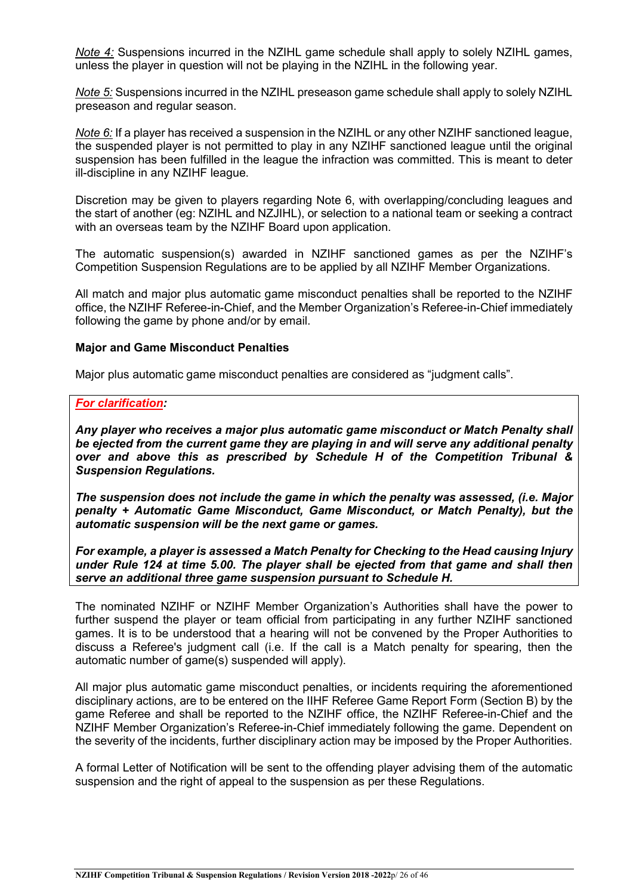*Note 4:* Suspensions incurred in the NZIHL game schedule shall apply to solely NZIHL games, unless the player in question will not be playing in the NZIHL in the following year.

*Note 5:* Suspensions incurred in the NZIHL preseason game schedule shall apply to solely NZIHL preseason and regular season.

*Note 6:* If a player has received a suspension in the NZIHL or any other NZIHF sanctioned league, the suspended player is not permitted to play in any NZIHF sanctioned league until the original suspension has been fulfilled in the league the infraction was committed. This is meant to deter ill-discipline in any NZIHF league.

Discretion may be given to players regarding Note 6, with overlapping/concluding leagues and the start of another (eg: NZIHL and NZJIHL), or selection to a national team or seeking a contract with an overseas team by the NZIHF Board upon application.

The automatic suspension(s) awarded in NZIHF sanctioned games as per the NZIHF's Competition Suspension Regulations are to be applied by all NZIHF Member Organizations.

All match and major plus automatic game misconduct penalties shall be reported to the NZIHF office, the NZIHF Referee-in-Chief, and the Member Organization's Referee-in-Chief immediately following the game by phone and/or by email.

**Major and Game Misconduct Penalties**

Major plus automatic game misconduct penalties are considered as "judgment calls".

***For clarification:***

***Any player who receives a major plus automatic game misconduct or Match Penalty shall be ejected from the current game they are playing in and will serve any additional penalty over and above this as prescribed by Schedule H of the Competition Tribunal & Suspension Regulations.***

***The suspension does not include the game in which the penalty was assessed, (i.e. Major penalty + Automatic Game Misconduct, Game Misconduct, or Match Penalty), but the automatic suspension will be the next game or games.***

***For example, a player is assessed a Match Penalty for Checking to the Head causing Injury under Rule 124 at time 5.00. The player shall be ejected from that game and shall then serve an additional three game suspension pursuant to Schedule H.***

The nominated NZIHF or NZIHF Member Organization's Authorities shall have the power to further suspend the player or team official from participating in any further NZIHF sanctioned games. It is to be understood that a hearing will not be convened by the Proper Authorities to discuss a Referee's judgment call (i.e. If the call is a Match penalty for spearing, then the automatic number of game(s) suspended will apply).

All major plus automatic game misconduct penalties, or incidents requiring the aforementioned disciplinary actions, are to be entered on the IIHF Referee Game Report Form (Section B) by the game Referee and shall be reported to the NZIHF office, the NZIHF Referee-in-Chief and the NZIHF Member Organization's Referee-in-Chief immediately following the game. Dependent on the severity of the incidents, further disciplinary action may be imposed by the Proper Authorities.

A formal Letter of Notification will be sent to the offending player advising them of the automatic suspension and the right of appeal to the suspension as per these Regulations.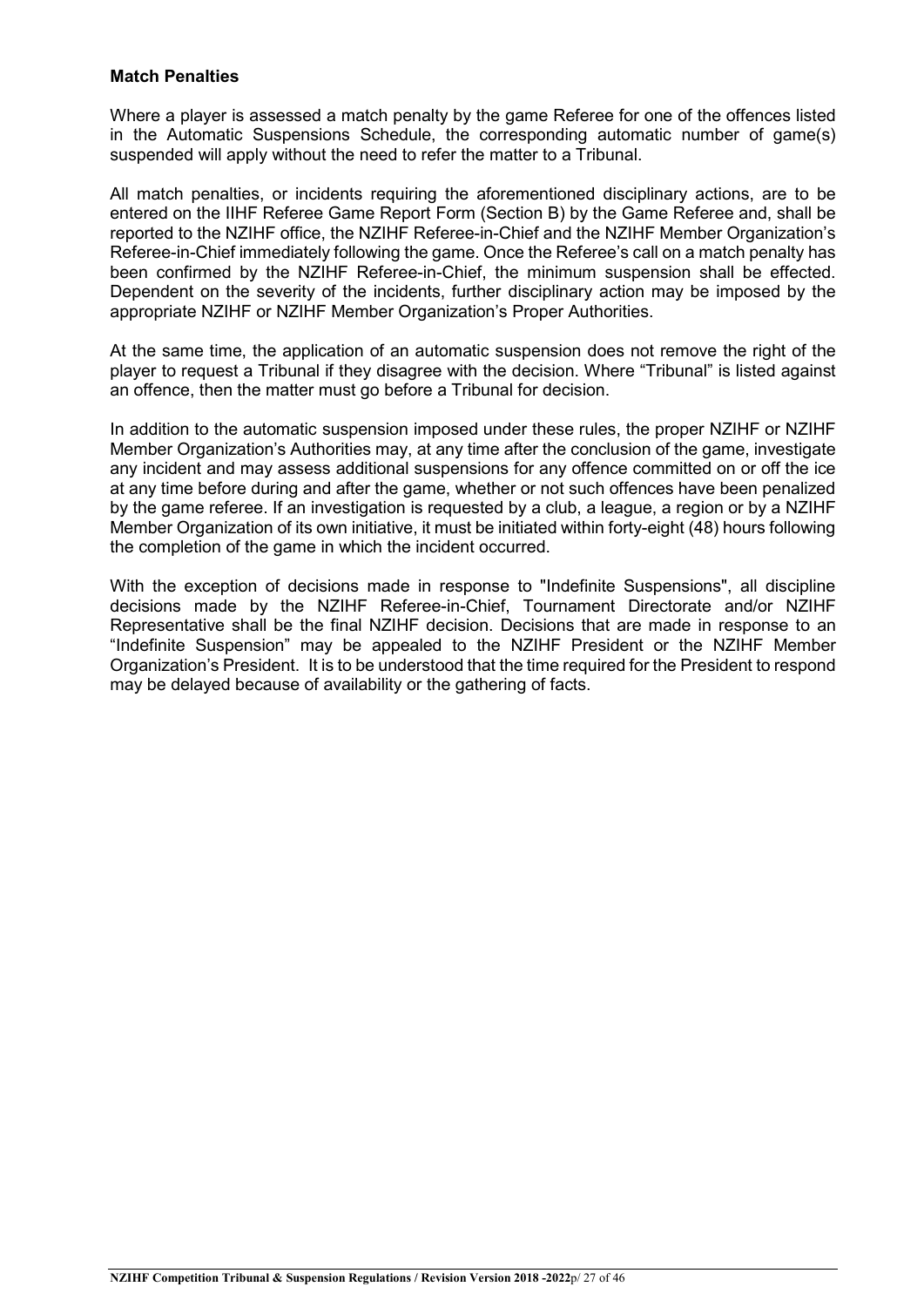**Match Penalties**

Where a player is assessed a match penalty by the game Referee for one of the offences listed in the Automatic Suspensions Schedule, the corresponding automatic number of game(s) suspended will apply without the need to refer the matter to a Tribunal.

All match penalties, or incidents requiring the aforementioned disciplinary actions, are to be entered on the IIHF Referee Game Report Form (Section B) by the Game Referee and, shall be reported to the NZIHF office, the NZIHF Referee-in-Chief and the NZIHF Member Organization's Referee-in-Chief immediately following the game. Once the Referee's call on a match penalty has been confirmed by the NZIHF Referee-in-Chief, the minimum suspension shall be effected. Dependent on the severity of the incidents, further disciplinary action may be imposed by the appropriate NZIHF or NZIHF Member Organization's Proper Authorities.

At the same time, the application of an automatic suspension does not remove the right of the player to request a Tribunal if they disagree with the decision. Where "Tribunal" is listed against an offence, then the matter must go before a Tribunal for decision.

In addition to the automatic suspension imposed under these rules, the proper NZIHF or NZIHF Member Organization's Authorities may, at any time after the conclusion of the game, investigate any incident and may assess additional suspensions for any offence committed on or off the ice at any time before during and after the game, whether or not such offences have been penalized by the game referee. If an investigation is requested by a club, a league, a region or by a NZIHF Member Organization of its own initiative, it must be initiated within forty-eight (48) hours following the completion of the game in which the incident occurred.

With the exception of decisions made in response to "Indefinite Suspensions", all discipline decisions made by the NZIHF Referee-in-Chief, Tournament Directorate and/or NZIHF Representative shall be the final NZIHF decision. Decisions that are made in response to an "Indefinite Suspension" may be appealed to the NZIHF President or the NZIHF Member Organization's President. It is to be understood that the time required for the President to respond may be delayed because of availability or the gathering of facts.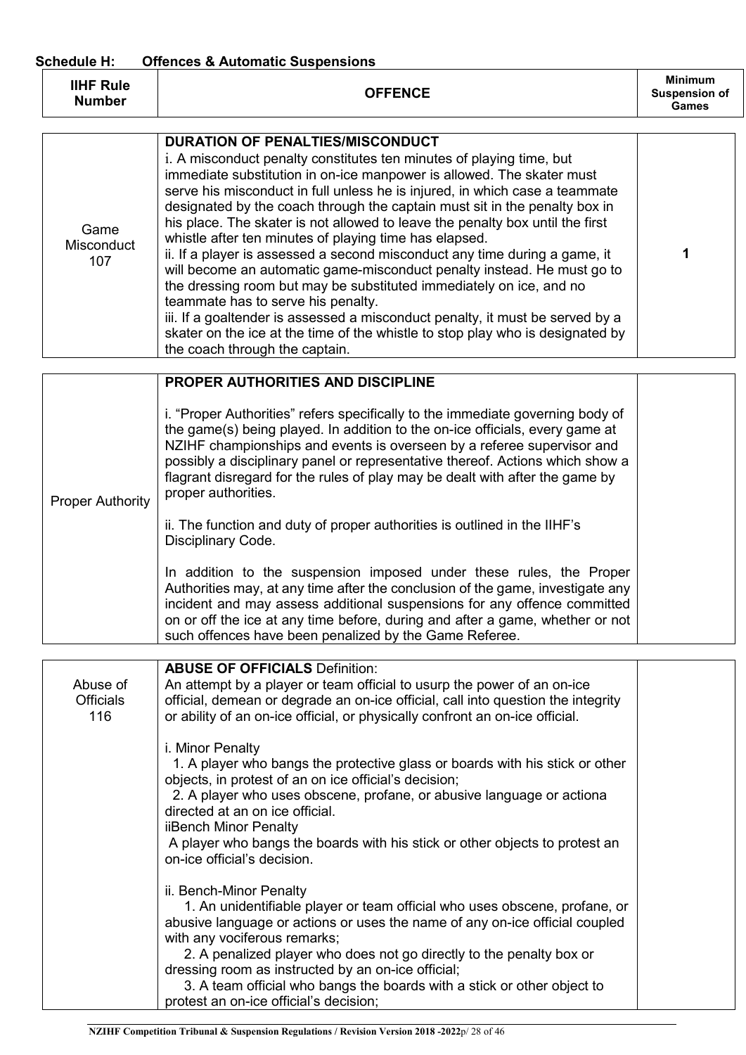**Schedule H: Offences & Automatic Suspensions**

| IIHF Rule Number | OFFENCE | Minimum Suspension of Games |
|---|---|---|
| Game Misconduct 107 | **DURATION OF PENALTIES/MISCONDUCT**<br>i. A misconduct penalty constitutes ten minutes of playing time, but immediate substitution in on-ice manpower is allowed. The skater must serve his misconduct in full unless he is injured, in which case a teammate designated by the coach through the captain must sit in the penalty box in his place. The skater is not allowed to leave the penalty box until the first whistle after ten minutes of playing time has elapsed.<br>ii. If a player is assessed a second misconduct any time during a game, it will become an automatic game-misconduct penalty instead. He must go to the dressing room but may be substituted immediately on ice, and no teammate has to serve his penalty.<br>iii. If a goaltender is assessed a misconduct penalty, it must be served by a skater on the ice at the time of the whistle to stop play who is designated by the coach through the captain. | 1 |
| Proper Authority | **PROPER AUTHORITIES AND DISCIPLINE**<br><br>i. "Proper Authorities" refers specifically to the immediate governing body of the game(s) being played. In addition to the on-ice officials, every game at NZIHF championships and events is overseen by a referee supervisor and possibly a disciplinary panel or representative thereof. Actions which show a flagrant disregard for the rules of play may be dealt with after the game by proper authorities.<br><br>ii. The function and duty of proper authorities is outlined in the IIHF's Disciplinary Code.<br><br>In addition to the suspension imposed under these rules, the Proper Authorities may, at any time after the conclusion of the game, investigate any incident and may assess additional suspensions for any offence committed on or off the ice at any time before, during and after a game, whether or not such offences have been penalized by the Game Referee. | |
| Abuse of Officials 116 | **ABUSE OF OFFICIALS** Definition:<br>An attempt by a player or team official to usurp the power of an on-ice official, demean or degrade an on-ice official, call into question the integrity or ability of an on-ice official, or physically confront an on-ice official.<br><br>i. Minor Penalty<br>1. A player who bangs the protective glass or boards with his stick or other objects, in protest of an on ice official's decision;<br>2. A player who uses obscene, profane, or abusive language or actiona directed at an on ice official.<br>iiBench Minor Penalty<br>A player who bangs the boards with his stick or other objects to protest an on-ice official's decision.<br><br>ii. Bench-Minor Penalty<br>1. An unidentifiable player or team official who uses obscene, profane, or abusive language or actions or uses the name of any on-ice official coupled with any vociferous remarks;<br>2. A penalized player who does not go directly to the penalty box or dressing room as instructed by an on-ice official;<br>3. A team official who bangs the boards with a stick or other object to protest an on-ice official's decision; | |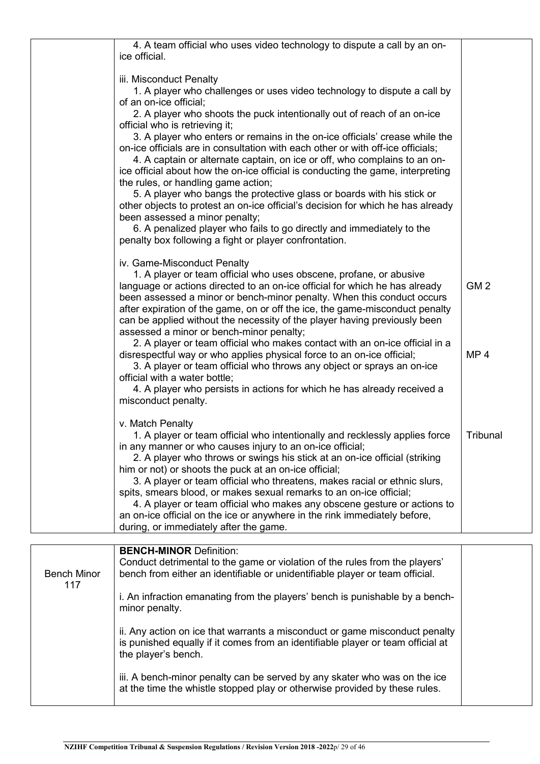| | | |
|---|---|---|
| | 4. A team official who uses video technology to dispute a call by an on-ice official.<br><br>iii. Misconduct Penalty<br>1. A player who challenges or uses video technology to dispute a call by of an on-ice official;<br>2. A player who shoots the puck intentionally out of reach of an on-ice official who is retrieving it;<br>3. A player who enters or remains in the on-ice officials' crease while the on-ice officials are in consultation with each other or with off-ice officials;<br>4. A captain or alternate captain, on ice or off, who complains to an on-ice official about how the on-ice official is conducting the game, interpreting the rules, or handling game action;<br>5. A player who bangs the protective glass or boards with his stick or other objects to protest an on-ice official's decision for which he has already been assessed a minor penalty;<br>6. A penalized player who fails to go directly and immediately to the penalty box following a fight or player confrontation.<br><br>iv. Game-Misconduct Penalty<br>1. A player or team official who uses obscene, profane, or abusive language or actions directed to an on-ice official for which he has already been assessed a minor or bench-minor penalty. When this conduct occurs after expiration of the game, on or off the ice, the game-misconduct penalty can be applied without the necessity of the player having previously been assessed a minor or bench-minor penalty;<br>2. A player or team official who makes contact with an on-ice official in a disrespectful way or who applies physical force to an on-ice official;<br>3. A player or team official who throws any object or sprays an on-ice official with a water bottle;<br>4. A player who persists in actions for which he has already received a misconduct penalty.<br><br>v. Match Penalty<br>1. A player or team official who intentionally and recklessly applies force in any manner or who causes injury to an on-ice official;<br>2. A player who throws or swings his stick at an on-ice official (striking him or not) or shoots the puck at an on-ice official;<br>3. A player or team official who threatens, makes racial or ethnic slurs, spits, smears blood, or makes sexual remarks to an on-ice official;<br>4. A player or team official who makes any obscene gesture or actions to an on-ice official on the ice or anywhere in the rink immediately before, during, or immediately after the game. | GM 2<br><br>MP 4<br><br>Tribunal |

| | | |
|---|---|---|
| Bench Minor 117 | **BENCH-MINOR** Definition:<br>Conduct detrimental to the game or violation of the rules from the players' bench from either an identifiable or unidentifiable player or team official.<br><br>i. An infraction emanating from the players' bench is punishable by a bench-minor penalty.<br><br>ii. Any action on ice that warrants a misconduct or game misconduct penalty is punished equally if it comes from an identifiable player or team official at the player's bench.<br><br>iii. A bench-minor penalty can be served by any skater who was on the ice at the time the whistle stopped play or otherwise provided by these rules. | |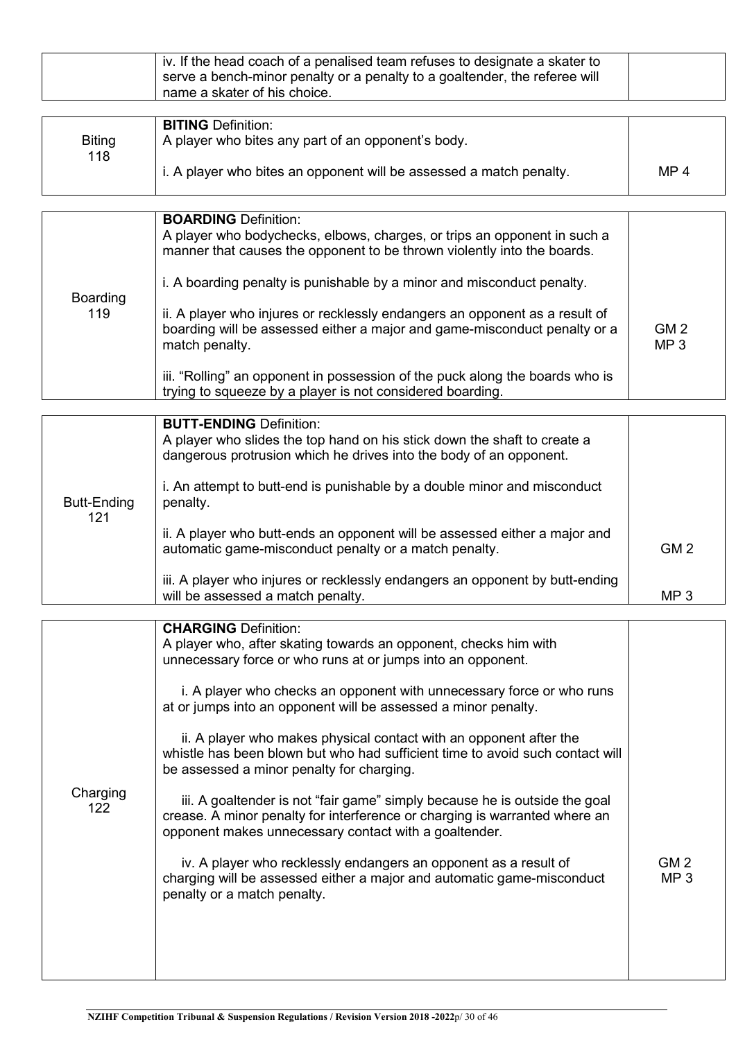| | | |
|---|---|---|
| | iv. If the head coach of a penalised team refuses to designate a skater to serve a bench-minor penalty or a penalty to a goaltender, the referee will name a skater of his choice. | |

| | | |
|---|---|---|
| Biting 118 | **BITING** Definition:<br>A player who bites any part of an opponent's body.<br><br>i. A player who bites an opponent will be assessed a match penalty. | MP 4 |

| | | |
|---|---|---|
| Boarding 119 | **BOARDING** Definition:<br>A player who bodychecks, elbows, charges, or trips an opponent in such a manner that causes the opponent to be thrown violently into the boards.<br><br>i. A boarding penalty is punishable by a minor and misconduct penalty.<br><br>ii. A player who injures or recklessly endangers an opponent as a result of boarding will be assessed either a major and game-misconduct penalty or a match penalty.<br><br>iii. "Rolling" an opponent in possession of the puck along the boards who is trying to squeeze by a player is not considered boarding. | GM 2<br>MP 3 |

| | | |
|---|---|---|
| Butt-Ending 121 | **BUTT-ENDING** Definition:<br>A player who slides the top hand on his stick down the shaft to create a dangerous protrusion which he drives into the body of an opponent.<br><br>i. An attempt to butt-end is punishable by a double minor and misconduct penalty.<br><br>ii. A player who butt-ends an opponent will be assessed either a major and automatic game-misconduct penalty or a match penalty.<br><br>iii. A player who injures or recklessly endangers an opponent by butt-ending will be assessed a match penalty. | GM 2<br><br>MP 3 |

| | | |
|---|---|---|
| Charging 122 | **CHARGING** Definition:<br>A player who, after skating towards an opponent, checks him with unnecessary force or who runs at or jumps into an opponent.<br><br>i. A player who checks an opponent with unnecessary force or who runs at or jumps into an opponent will be assessed a minor penalty.<br><br>ii. A player who makes physical contact with an opponent after the whistle has been blown but who had sufficient time to avoid such contact will be assessed a minor penalty for charging.<br><br>iii. A goaltender is not "fair game" simply because he is outside the goal crease. A minor penalty for interference or charging is warranted where an opponent makes unnecessary contact with a goaltender.<br><br>iv. A player who recklessly endangers an opponent as a result of charging will be assessed either a major and automatic game-misconduct penalty or a match penalty. | GM 2<br>MP 3 |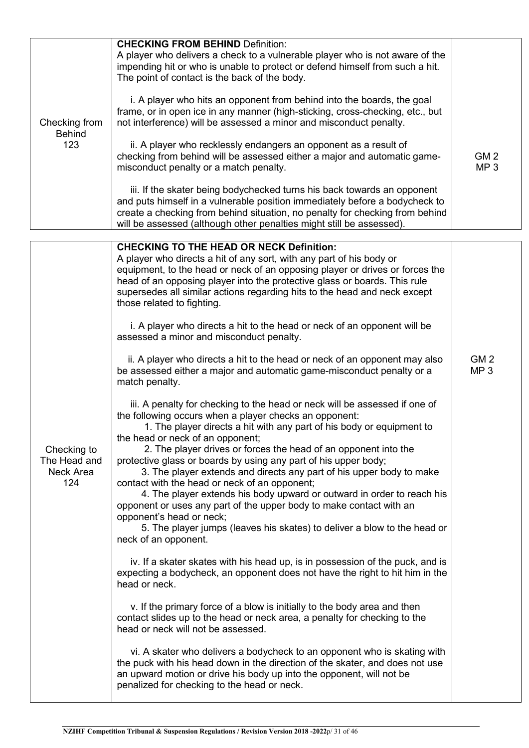| Checking from Behind 123 | **CHECKING FROM BEHIND** Definition:<br>A player who delivers a check to a vulnerable player who is not aware of the impending hit or who is unable to protect or defend himself from such a hit. The point of contact is the back of the body.<br><br>i. A player who hits an opponent from behind into the boards, the goal frame, or in open ice in any manner (high-sticking, cross-checking, etc., but not interference) will be assessed a minor and misconduct penalty.<br><br>ii. A player who recklessly endangers an opponent as a result of checking from behind will be assessed either a major and automatic game-misconduct penalty or a match penalty.<br><br>iii. If the skater being bodychecked turns his back towards an opponent and puts himself in a vulnerable position immediately before a bodycheck to create a checking from behind situation, no penalty for checking from behind will be assessed (although other penalties might still be assessed). | GM 2<br>MP 3 |
|---|---|---|

| Checking to The Head and Neck Area 124 | **CHECKING TO THE HEAD OR NECK Definition:**<br>A player who directs a hit of any sort, with any part of his body or equipment, to the head or neck of an opposing player or drives or forces the head of an opposing player into the protective glass or boards. This rule supersedes all similar actions regarding hits to the head and neck except those related to fighting.<br><br>i. A player who directs a hit to the head or neck of an opponent will be assessed a minor and misconduct penalty.<br><br>ii. A player who directs a hit to the head or neck of an opponent may also be assessed either a major and automatic game-misconduct penalty or a match penalty.<br><br>iii. A penalty for checking to the head or neck will be assessed if one of the following occurs when a player checks an opponent:<br>1. The player directs a hit with any part of his body or equipment to the head or neck of an opponent;<br>2. The player drives or forces the head of an opponent into the protective glass or boards by using any part of his upper body;<br>3. The player extends and directs any part of his upper body to make contact with the head or neck of an opponent;<br>4. The player extends his body upward or outward in order to reach his opponent or uses any part of the upper body to make contact with an opponent's head or neck;<br>5. The player jumps (leaves his skates) to deliver a blow to the head or neck of an opponent.<br><br>iv. If a skater skates with his head up, is in possession of the puck, and is expecting a bodycheck, an opponent does not have the right to hit him in the head or neck.<br><br>v. If the primary force of a blow is initially to the body area and then contact slides up to the head or neck area, a penalty for checking to the head or neck will not be assessed.<br><br>vi. A skater who delivers a bodycheck to an opponent who is skating with the puck with his head down in the direction of the skater, and does not use an upward motion or drive his body up into the opponent, will not be penalized for checking to the head or neck. | GM 2<br>MP 3 |
|---|---|---|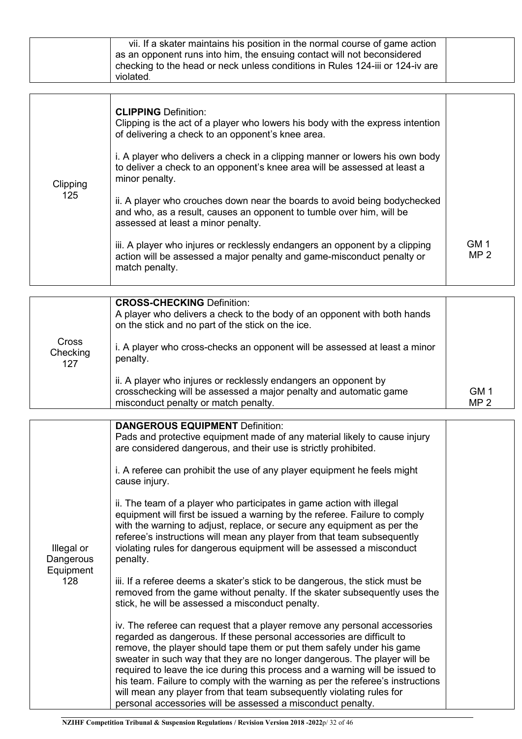| | | |
|---|---|---|
| | vii. If a skater maintains his position in the normal course of game action as an opponent runs into him, the ensuing contact will not beconsidered checking to the head or neck unless conditions in Rules 124-iii or 124-iv are violated. | |

| | | |
|---|---|---|
| Clipping 125 | **CLIPPING** Definition:<br>Clipping is the act of a player who lowers his body with the express intention of delivering a check to an opponent's knee area.<br><br>i. A player who delivers a check in a clipping manner or lowers his own body to deliver a check to an opponent's knee area will be assessed at least a minor penalty.<br><br>ii. A player who crouches down near the boards to avoid being bodychecked and who, as a result, causes an opponent to tumble over him, will be assessed at least a minor penalty.<br><br>iii. A player who injures or recklessly endangers an opponent by a clipping action will be assessed a major penalty and game-misconduct penalty or match penalty. | GM 1<br>MP 2 |

| | | |
|---|---|---|
| Cross Checking 127 | **CROSS-CHECKING** Definition:<br>A player who delivers a check to the body of an opponent with both hands on the stick and no part of the stick on the ice.<br><br>i. A player who cross-checks an opponent will be assessed at least a minor penalty.<br><br>ii. A player who injures or recklessly endangers an opponent by crosschecking will be assessed a major penalty and automatic game misconduct penalty or match penalty. | GM 1<br>MP 2 |

| | | |
|---|---|---|
| Illegal or Dangerous Equipment 128 | **DANGEROUS EQUIPMENT** Definition:<br>Pads and protective equipment made of any material likely to cause injury are considered dangerous, and their use is strictly prohibited.<br><br>i. A referee can prohibit the use of any player equipment he feels might cause injury.<br><br>ii. The team of a player who participates in game action with illegal equipment will first be issued a warning by the referee. Failure to comply with the warning to adjust, replace, or secure any equipment as per the referee's instructions will mean any player from that team subsequently violating rules for dangerous equipment will be assessed a misconduct penalty.<br><br>iii. If a referee deems a skater's stick to be dangerous, the stick must be removed from the game without penalty. If the skater subsequently uses the stick, he will be assessed a misconduct penalty.<br><br>iv. The referee can request that a player remove any personal accessories regarded as dangerous. If these personal accessories are difficult to remove, the player should tape them or put them safely under his game sweater in such way that they are no longer dangerous. The player will be required to leave the ice during this process and a warning will be issued to his team. Failure to comply with the warning as per the referee's instructions will mean any player from that team subsequently violating rules for personal accessories will be assessed a misconduct penalty. | |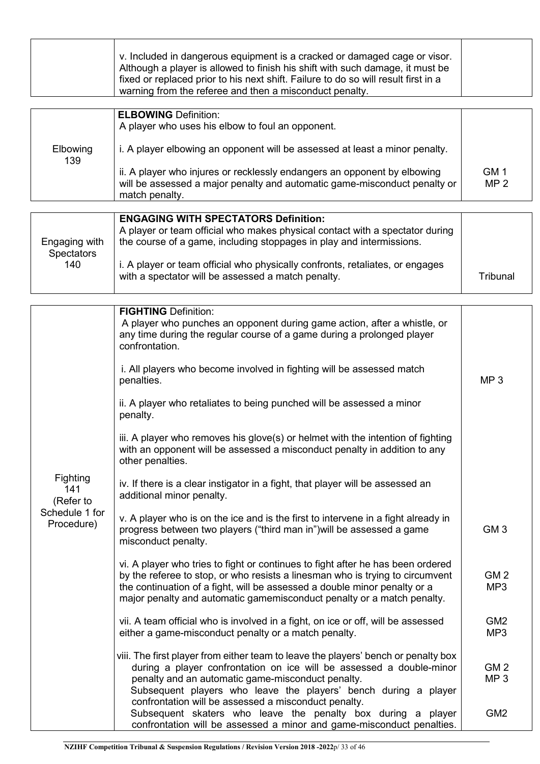| | | |
|---|---|---|
| | v. Included in dangerous equipment is a cracked or damaged cage or visor. Although a player is allowed to finish his shift with such damage, it must be fixed or replaced prior to his next shift. Failure to do so will result first in a warning from the referee and then a misconduct penalty. | |

| | | |
|---|---|---|
| Elbowing 139 | **ELBOWING** Definition:<br>A player who uses his elbow to foul an opponent.<br><br>i. A player elbowing an opponent will be assessed at least a minor penalty.<br><br>ii. A player who injures or recklessly endangers an opponent by elbowing will be assessed a major penalty and automatic game-misconduct penalty or match penalty. | GM 1<br>MP 2 |

| | | |
|---|---|---|
| Engaging with Spectators 140 | **ENGAGING WITH SPECTATORS Definition:**<br>A player or team official who makes physical contact with a spectator during the course of a game, including stoppages in play and intermissions.<br><br>i. A player or team official who physically confronts, retaliates, or engages with a spectator will be assessed a match penalty. | Tribunal |

| | | |
|---|---|---|
| Fighting 141 (Refer to Schedule 1 for Procedure) | **FIGHTING** Definition:<br>A player who punches an opponent during game action, after a whistle, or any time during the regular course of a game during a prolonged player confrontation.<br><br>i. All players who become involved in fighting will be assessed match penalties. | MP 3 |
| | ii. A player who retaliates to being punched will be assessed a minor penalty.<br><br>iii. A player who removes his glove(s) or helmet with the intention of fighting with an opponent will be assessed a misconduct penalty in addition to any other penalties.<br><br>iv. If there is a clear instigator in a fight, that player will be assessed an additional minor penalty. | |
| | v. A player who is on the ice and is the first to intervene in a fight already in progress between two players ("third man in")will be assessed a game misconduct penalty. | GM 3 |
| | vi. A player who tries to fight or continues to fight after he has been ordered by the referee to stop, or who resists a linesman who is trying to circumvent the continuation of a fight, will be assessed a double minor penalty or a major penalty and automatic gamemisconduct penalty or a match penalty. | GM 2<br>MP3 |
| | vii. A team official who is involved in a fight, on ice or off, will be assessed either a game-misconduct penalty or a match penalty. | GM2<br>MP3 |
| | viii. The first player from either team to leave the players' bench or penalty box during a player confrontation on ice will be assessed a double-minor penalty and an automatic game-misconduct penalty.<br>Subsequent players who leave the players' bench during a player confrontation will be assessed a misconduct penalty. | GM 2<br>MP 3 |
| | Subsequent skaters who leave the penalty box during a player confrontation will be assessed a minor and game-misconduct penalties. | GM2 |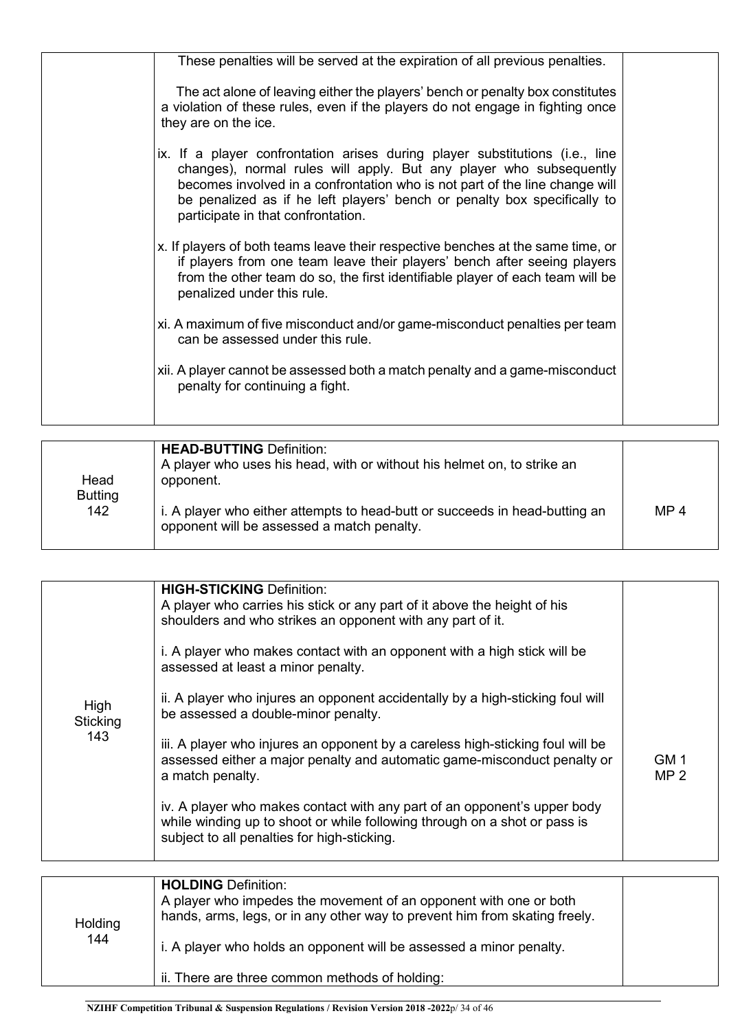| | | |
|---|---|---|
| | These penalties will be served at the expiration of all previous penalties.<br><br>The act alone of leaving either the players' bench or penalty box constitutes a violation of these rules, even if the players do not engage in fighting once they are on the ice.<br><br>ix. If a player confrontation arises during player substitutions (i.e., line changes), normal rules will apply. But any player who subsequently becomes involved in a confrontation who is not part of the line change will be penalized as if he left players' bench or penalty box specifically to participate in that confrontation.<br><br>x. If players of both teams leave their respective benches at the same time, or if players from one team leave their players' bench after seeing players from the other team do so, the first identifiable player of each team will be penalized under this rule.<br><br>xi. A maximum of five misconduct and/or game-misconduct penalties per team can be assessed under this rule.<br><br>xii. A player cannot be assessed both a match penalty and a game-misconduct penalty for continuing a fight. | |

| | | |
|---|---|---|
| Head Butting 142 | **HEAD-BUTTING** Definition:<br>A player who uses his head, with or without his helmet on, to strike an opponent.<br><br>i. A player who either attempts to head-butt or succeeds in head-butting an opponent will be assessed a match penalty. | MP 4 |

| | | |
|---|---|---|
| High Sticking 143 | **HIGH-STICKING** Definition:<br>A player who carries his stick or any part of it above the height of his shoulders and who strikes an opponent with any part of it.<br><br>i. A player who makes contact with an opponent with a high stick will be assessed at least a minor penalty.<br><br>ii. A player who injures an opponent accidentally by a high-sticking foul will be assessed a double-minor penalty.<br><br>iii. A player who injures an opponent by a careless high-sticking foul will be assessed either a major penalty and automatic game-misconduct penalty or a match penalty.<br><br>iv. A player who makes contact with any part of an opponent's upper body while winding up to shoot or while following through on a shot or pass is subject to all penalties for high-sticking. | GM 1<br>MP 2 |

| | | |
|---|---|---|
| Holding 144 | **HOLDING** Definition:<br>A player who impedes the movement of an opponent with one or both hands, arms, legs, or in any other way to prevent him from skating freely.<br><br>i. A player who holds an opponent will be assessed a minor penalty.<br><br>ii. There are three common methods of holding: | |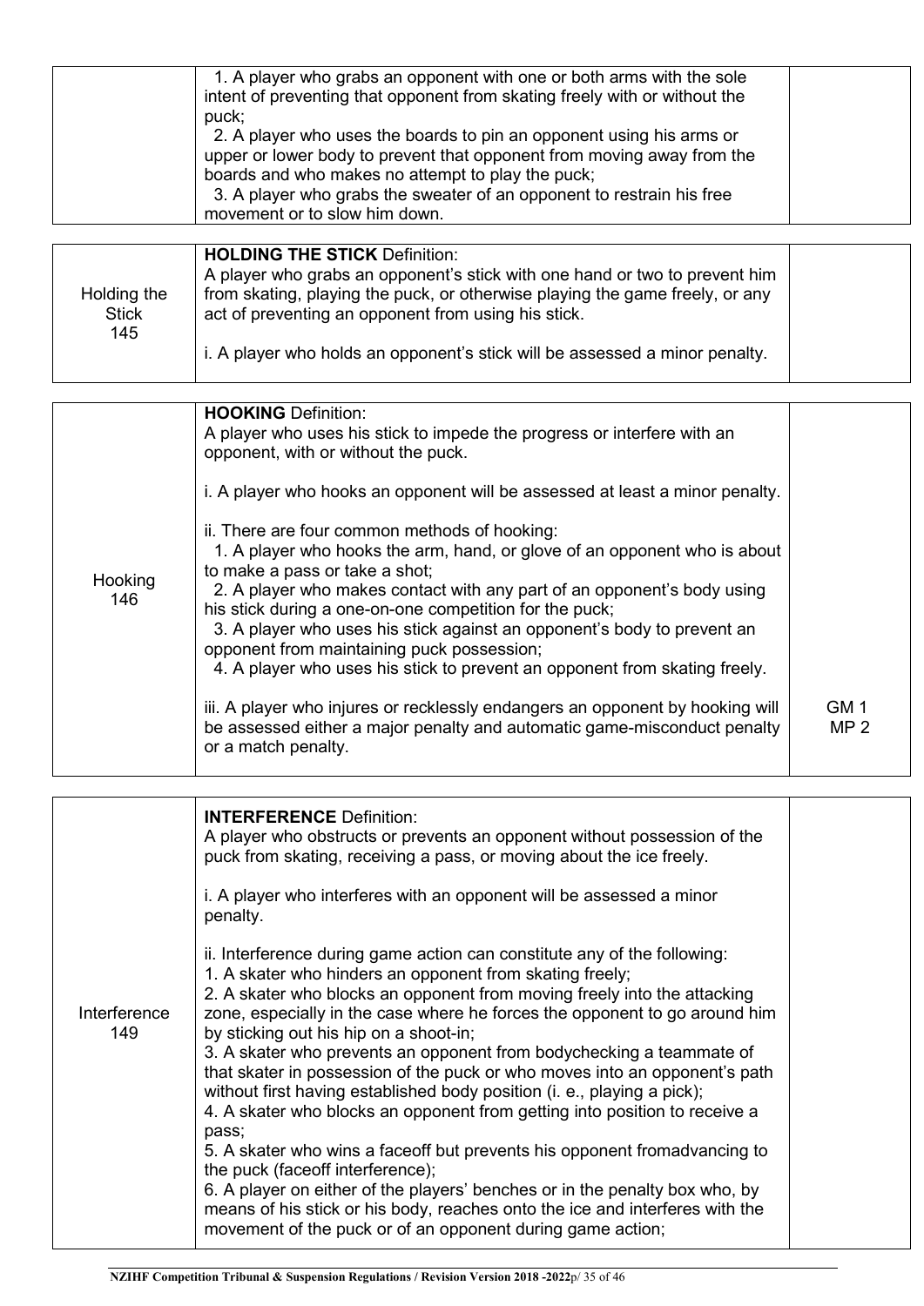| | | |
|---|---|---|
| | 1. A player who grabs an opponent with one or both arms with the sole intent of preventing that opponent from skating freely with or without the puck;<br>2. A player who uses the boards to pin an opponent using his arms or upper or lower body to prevent that opponent from moving away from the boards and who makes no attempt to play the puck;<br>3. A player who grabs the sweater of an opponent to restrain his free movement or to slow him down. | |

| | | |
|---|---|---|
| Holding the Stick 145 | **HOLDING THE STICK** Definition:<br>A player who grabs an opponent's stick with one hand or two to prevent him from skating, playing the puck, or otherwise playing the game freely, or any act of preventing an opponent from using his stick.<br><br>i. A player who holds an opponent's stick will be assessed a minor penalty. | |

| | | |
|---|---|---|
| Hooking 146 | **HOOKING** Definition:<br>A player who uses his stick to impede the progress or interfere with an opponent, with or without the puck.<br><br>i. A player who hooks an opponent will be assessed at least a minor penalty.<br><br>ii. There are four common methods of hooking:<br>1. A player who hooks the arm, hand, or glove of an opponent who is about to make a pass or take a shot;<br>2. A player who makes contact with any part of an opponent's body using his stick during a one-on-one competition for the puck;<br>3. A player who uses his stick against an opponent's body to prevent an opponent from maintaining puck possession;<br>4. A player who uses his stick to prevent an opponent from skating freely.<br><br>iii. A player who injures or recklessly endangers an opponent by hooking will be assessed either a major penalty and automatic game-misconduct penalty or a match penalty. | GM 1<br>MP 2 |

| | | |
|---|---|---|
| Interference 149 | **INTERFERENCE** Definition:<br>A player who obstructs or prevents an opponent without possession of the puck from skating, receiving a pass, or moving about the ice freely.<br><br>i. A player who interferes with an opponent will be assessed a minor penalty.<br><br>ii. Interference during game action can constitute any of the following:<br>1. A skater who hinders an opponent from skating freely;<br>2. A skater who blocks an opponent from moving freely into the attacking zone, especially in the case where he forces the opponent to go around him by sticking out his hip on a shoot-in;<br>3. A skater who prevents an opponent from bodychecking a teammate of that skater in possession of the puck or who moves into an opponent's path without first having established body position (i. e., playing a pick);<br>4. A skater who blocks an opponent from getting into position to receive a pass;<br>5. A skater who wins a faceoff but prevents his opponent fromadvancing to the puck (faceoff interference);<br>6. A player on either of the players' benches or in the penalty box who, by means of his stick or his body, reaches onto the ice and interferes with the movement of the puck or of an opponent during game action; | |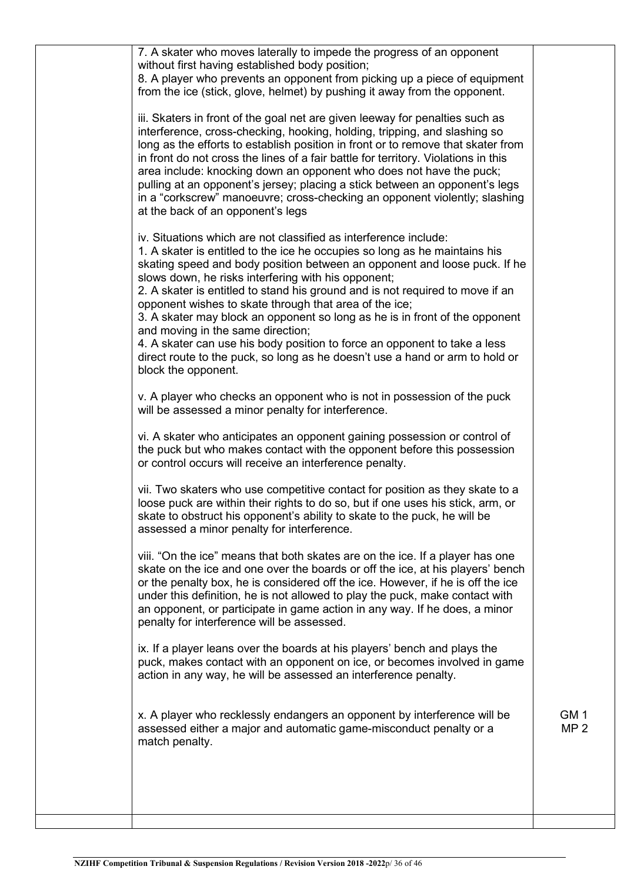| | | |
|---|---|---|
| | 7. A skater who moves laterally to impede the progress of an opponent without first having established body position;<br>8. A player who prevents an opponent from picking up a piece of equipment from the ice (stick, glove, helmet) by pushing it away from the opponent.<br><br>iii. Skaters in front of the goal net are given leeway for penalties such as interference, cross-checking, hooking, holding, tripping, and slashing so long as the efforts to establish position in front or to remove that skater from in front do not cross the lines of a fair battle for territory. Violations in this area include: knocking down an opponent who does not have the puck; pulling at an opponent's jersey; placing a stick between an opponent's legs in a "corkscrew" manoeuvre; cross-checking an opponent violently; slashing at the back of an opponent's legs<br><br>iv. Situations which are not classified as interference include:<br>1. A skater is entitled to the ice he occupies so long as he maintains his skating speed and body position between an opponent and loose puck. If he slows down, he risks interfering with his opponent;<br>2. A skater is entitled to stand his ground and is not required to move if an opponent wishes to skate through that area of the ice;<br>3. A skater may block an opponent so long as he is in front of the opponent and moving in the same direction;<br>4. A skater can use his body position to force an opponent to take a less direct route to the puck, so long as he doesn't use a hand or arm to hold or block the opponent.<br><br>v. A player who checks an opponent who is not in possession of the puck will be assessed a minor penalty for interference.<br><br>vi. A skater who anticipates an opponent gaining possession or control of the puck but who makes contact with the opponent before this possession or control occurs will receive an interference penalty.<br><br>vii. Two skaters who use competitive contact for position as they skate to a loose puck are within their rights to do so, but if one uses his stick, arm, or skate to obstruct his opponent's ability to skate to the puck, he will be assessed a minor penalty for interference.<br><br>viii. "On the ice" means that both skates are on the ice. If a player has one skate on the ice and one over the boards or off the ice, at his players' bench or the penalty box, he is considered off the ice. However, if he is off the ice under this definition, he is not allowed to play the puck, make contact with an opponent, or participate in game action in any way. If he does, a minor penalty for interference will be assessed.<br><br>ix. If a player leans over the boards at his players' bench and plays the puck, makes contact with an opponent on ice, or becomes involved in game action in any way, he will be assessed an interference penalty.<br><br>x. A player who recklessly endangers an opponent by interference will be assessed either a major and automatic game-misconduct penalty or a match penalty. | GM 1<br>MP 2 |
| | | |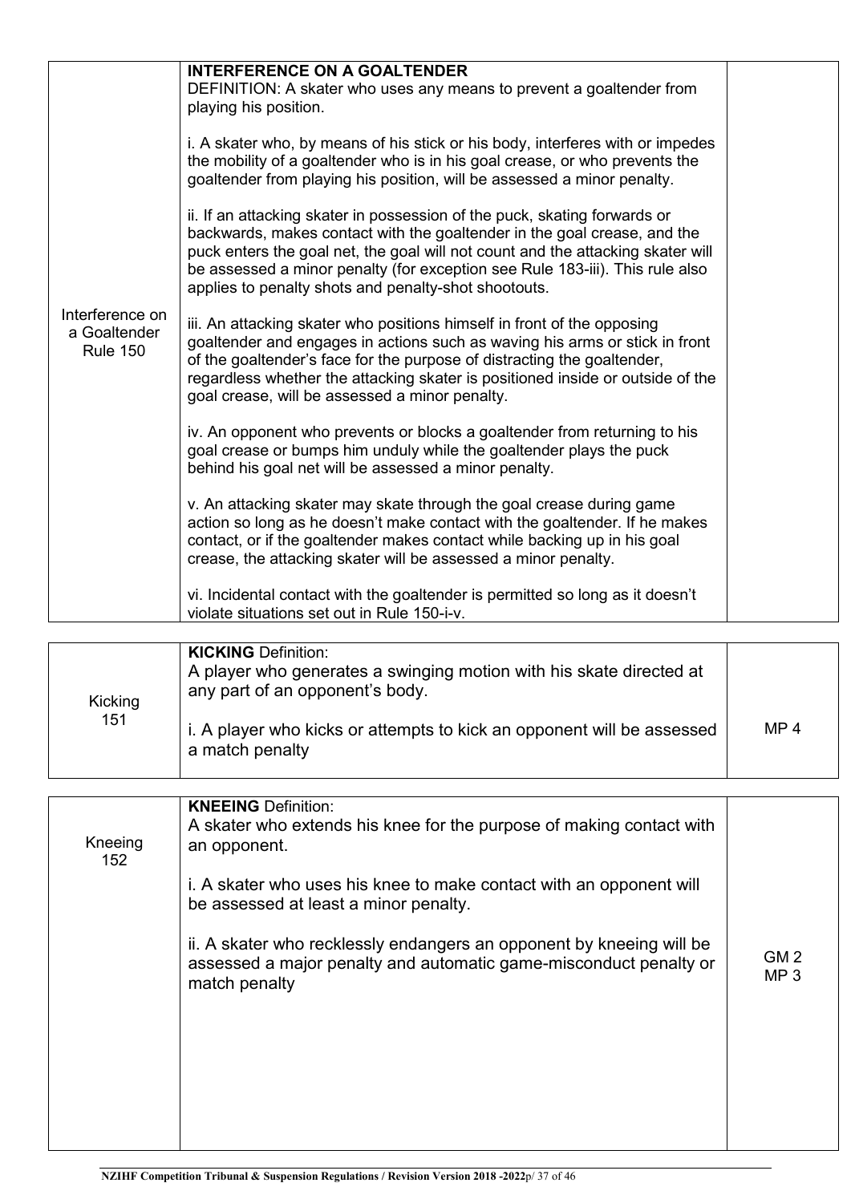| | | |
|---|---|---|
| Interference on a Goaltender Rule 150 | **INTERFERENCE ON A GOALTENDER**<br>DEFINITION: A skater who uses any means to prevent a goaltender from playing his position.<br><br>i. A skater who, by means of his stick or his body, interferes with or impedes the mobility of a goaltender who is in his goal crease, or who prevents the goaltender from playing his position, will be assessed a minor penalty.<br><br>ii. If an attacking skater in possession of the puck, skating forwards or backwards, makes contact with the goaltender in the goal crease, and the puck enters the goal net, the goal will not count and the attacking skater will be assessed a minor penalty (for exception see Rule 183-iii). This rule also applies to penalty shots and penalty-shot shootouts.<br><br>iii. An attacking skater who positions himself in front of the opposing goaltender and engages in actions such as waving his arms or stick in front of the goaltender's face for the purpose of distracting the goaltender, regardless whether the attacking skater is positioned inside or outside of the goal crease, will be assessed a minor penalty.<br><br>iv. An opponent who prevents or blocks a goaltender from returning to his goal crease or bumps him unduly while the goaltender plays the puck behind his goal net will be assessed a minor penalty.<br><br>v. An attacking skater may skate through the goal crease during game action so long as he doesn't make contact with the goaltender. If he makes contact, or if the goaltender makes contact while backing up in his goal crease, the attacking skater will be assessed a minor penalty.<br><br>vi. Incidental contact with the goaltender is permitted so long as it doesn't violate situations set out in Rule 150-i-v. | |

| | | |
|---|---|---|
| Kicking 151 | **KICKING** Definition:<br>A player who generates a swinging motion with his skate directed at any part of an opponent's body.<br><br>i. A player who kicks or attempts to kick an opponent will be assessed a match penalty | MP 4 |

| | | |
|---|---|---|
| Kneeing 152 | **KNEEING** Definition:<br>A skater who extends his knee for the purpose of making contact with an opponent.<br><br>i. A skater who uses his knee to make contact with an opponent will be assessed at least a minor penalty.<br><br>ii. A skater who recklessly endangers an opponent by kneeing will be assessed a major penalty and automatic game-misconduct penalty or match penalty | GM 2<br>MP 3 |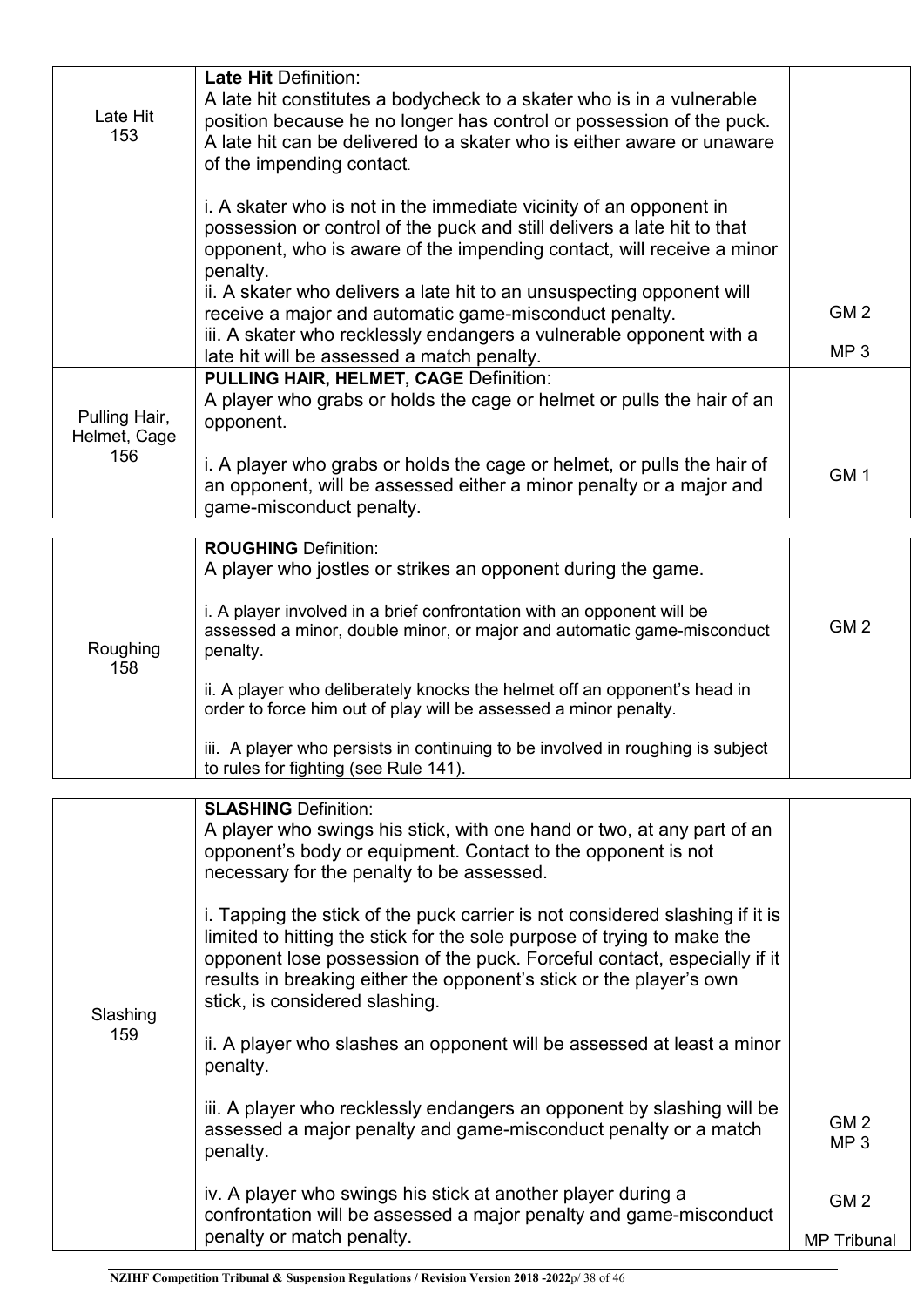| | | |
|---|---|---|
| Late Hit 153 | **Late Hit** Definition: A late hit constitutes a bodycheck to a skater who is in a vulnerable position because he no longer has control or possession of the puck. A late hit can be delivered to a skater who is either aware or unaware of the impending contact.<br><br>i. A skater who is not in the immediate vicinity of an opponent in possession or control of the puck and still delivers a late hit to that opponent, who is aware of the impending contact, will receive a minor penalty.<br>ii. A skater who delivers a late hit to an unsuspecting opponent will receive a major and automatic game-misconduct penalty.<br>iii. A skater who recklessly endangers a vulnerable opponent with a late hit will be assessed a match penalty. | GM 2<br><br>MP 3 |
| Pulling Hair, Helmet, Cage 156 | **PULLING HAIR, HELMET, CAGE** Definition: A player who grabs or holds the cage or helmet or pulls the hair of an opponent.<br><br>i. A player who grabs or holds the cage or helmet, or pulls the hair of an opponent, will be assessed either a minor penalty or a major and game-misconduct penalty. | GM 1 |

| | | |
|---|---|---|
| Roughing 158 | **ROUGHING** Definition: A player who jostles or strikes an opponent during the game.<br><br>i. A player involved in a brief confrontation with an opponent will be assessed a minor, double minor, or major and automatic game-misconduct penalty.<br><br>ii. A player who deliberately knocks the helmet off an opponent's head in order to force him out of play will be assessed a minor penalty.<br><br>iii. A player who persists in continuing to be involved in roughing is subject to rules for fighting (see Rule 141). | GM 2 |

| | | |
|---|---|---|
| Slashing 159 | **SLASHING** Definition: A player who swings his stick, with one hand or two, at any part of an opponent's body or equipment. Contact to the opponent is not necessary for the penalty to be assessed.<br><br>i. Tapping the stick of the puck carrier is not considered slashing if it is limited to hitting the stick for the sole purpose of trying to make the opponent lose possession of the puck. Forceful contact, especially if it results in breaking either the opponent's stick or the player's own stick, is considered slashing.<br><br>ii. A player who slashes an opponent will be assessed at least a minor penalty.<br><br>iii. A player who recklessly endangers an opponent by slashing will be assessed a major penalty and game-misconduct penalty or a match penalty.<br><br>iv. A player who swings his stick at another player during a confrontation will be assessed a major penalty and game-misconduct penalty or match penalty. | GM 2<br>MP 3<br><br>GM 2<br><br>MP Tribunal |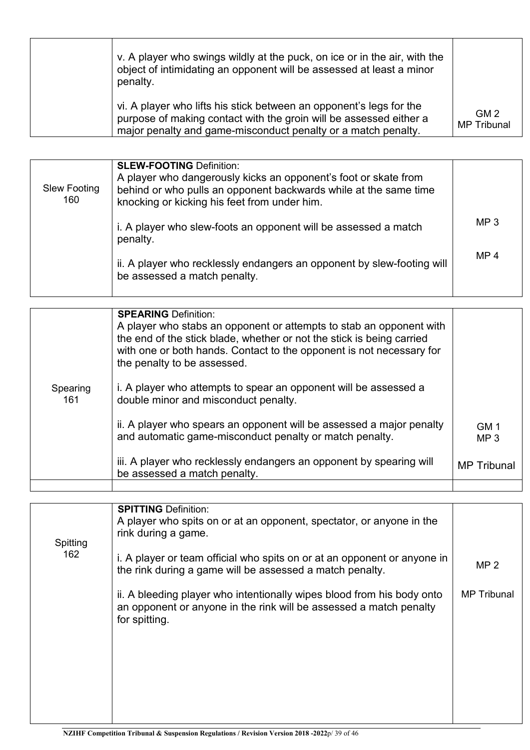| | | |
|---|---|---|
| | v. A player who swings wildly at the puck, on ice or in the air, with the object of intimidating an opponent will be assessed at least a minor penalty.<br><br>vi. A player who lifts his stick between an opponent's legs for the purpose of making contact with the groin will be assessed either a major penalty and game-misconduct penalty or a match penalty. | GM 2<br>MP Tribunal |

| | | |
|---|---|---|
| Slew Footing<br>160 | **SLEW-FOOTING** Definition:<br>A player who dangerously kicks an opponent's foot or skate from behind or who pulls an opponent backwards while at the same time knocking or kicking his feet from under him.<br><br>i. A player who slew-foots an opponent will be assessed a match penalty.<br><br>ii. A player who recklessly endangers an opponent by slew-footing will be assessed a match penalty. | MP 3<br><br>MP 4 |

| | | |
|---|---|---|
| Spearing<br>161 | **SPEARING** Definition:<br>A player who stabs an opponent or attempts to stab an opponent with the end of the stick blade, whether or not the stick is being carried with one or both hands. Contact to the opponent is not necessary for the penalty to be assessed.<br><br>i. A player who attempts to spear an opponent will be assessed a double minor and misconduct penalty.<br><br>ii. A player who spears an opponent will be assessed a major penalty and automatic game-misconduct penalty or match penalty.<br><br>iii. A player who recklessly endangers an opponent by spearing will be assessed a match penalty. | GM 1<br>MP 3<br><br>MP Tribunal |
| | | |

| | | |
|---|---|---|
| Spitting<br>162 | **SPITTING** Definition:<br>A player who spits on or at an opponent, spectator, or anyone in the rink during a game.<br><br>i. A player or team official who spits on or at an opponent or anyone in the rink during a game will be assessed a match penalty.<br><br>ii. A bleeding player who intentionally wipes blood from his body onto an opponent or anyone in the rink will be assessed a match penalty for spitting. | MP 2<br><br>MP Tribunal |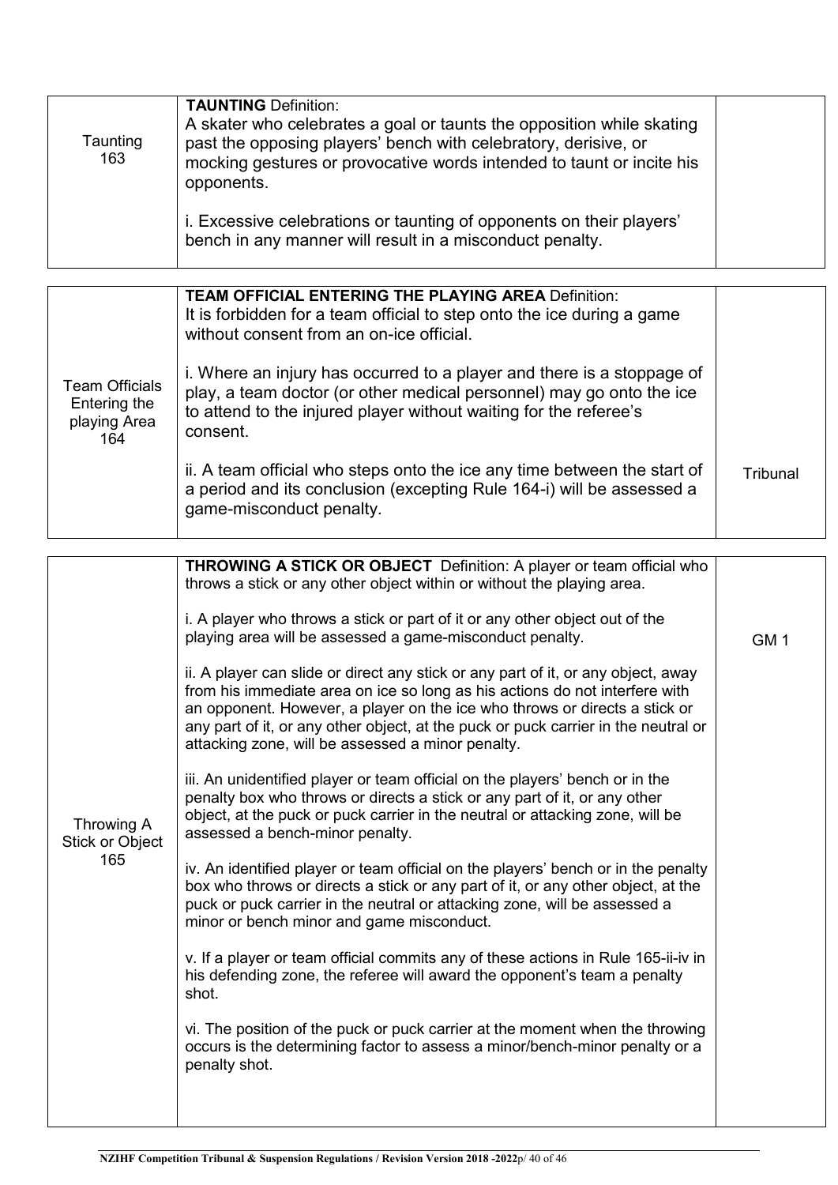| Taunting 163 | **TAUNTING** Definition:<br>A skater who celebrates a goal or taunts the opposition while skating past the opposing players' bench with celebratory, derisive, or mocking gestures or provocative words intended to taunt or incite his opponents.<br><br>i. Excessive celebrations or taunting of opponents on their players' bench in any manner will result in a misconduct penalty. | |
|---|---|---|

| Team Officials Entering the playing Area 164 | **TEAM OFFICIAL ENTERING THE PLAYING AREA** Definition:<br>It is forbidden for a team official to step onto the ice during a game without consent from an on-ice official.<br><br>i. Where an injury has occurred to a player and there is a stoppage of play, a team doctor (or other medical personnel) may go onto the ice to attend to the injured player without waiting for the referee's consent.<br><br>ii. A team official who steps onto the ice any time between the start of a period and its conclusion (excepting Rule 164-i) will be assessed a game-misconduct penalty. | Tribunal |
|---|---|---|

| Throwing A Stick or Object 165 | **THROWING A STICK OR OBJECT** Definition: A player or team official who throws a stick or any other object within or without the playing area.<br><br>i. A player who throws a stick or part of it or any other object out of the playing area will be assessed a game-misconduct penalty.<br><br>ii. A player can slide or direct any stick or any part of it, or any object, away from his immediate area on ice so long as his actions do not interfere with an opponent. However, a player on the ice who throws or directs a stick or any part of it, or any other object, at the puck or puck carrier in the neutral or attacking zone, will be assessed a minor penalty.<br><br>iii. An unidentified player or team official on the players' bench or in the penalty box who throws or directs a stick or any part of it, or any other object, at the puck or puck carrier in the neutral or attacking zone, will be assessed a bench-minor penalty.<br><br>iv. An identified player or team official on the players' bench or in the penalty box who throws or directs a stick or any part of it, or any other object, at the puck or puck carrier in the neutral or attacking zone, will be assessed a minor or bench minor and game misconduct.<br><br>v. If a player or team official commits any of these actions in Rule 165-ii-iv in his defending zone, the referee will award the opponent's team a penalty shot.<br><br>vi. The position of the puck or puck carrier at the moment when the throwing occurs is the determining factor to assess a minor/bench-minor penalty or a penalty shot. | GM 1 |
|---|---|---|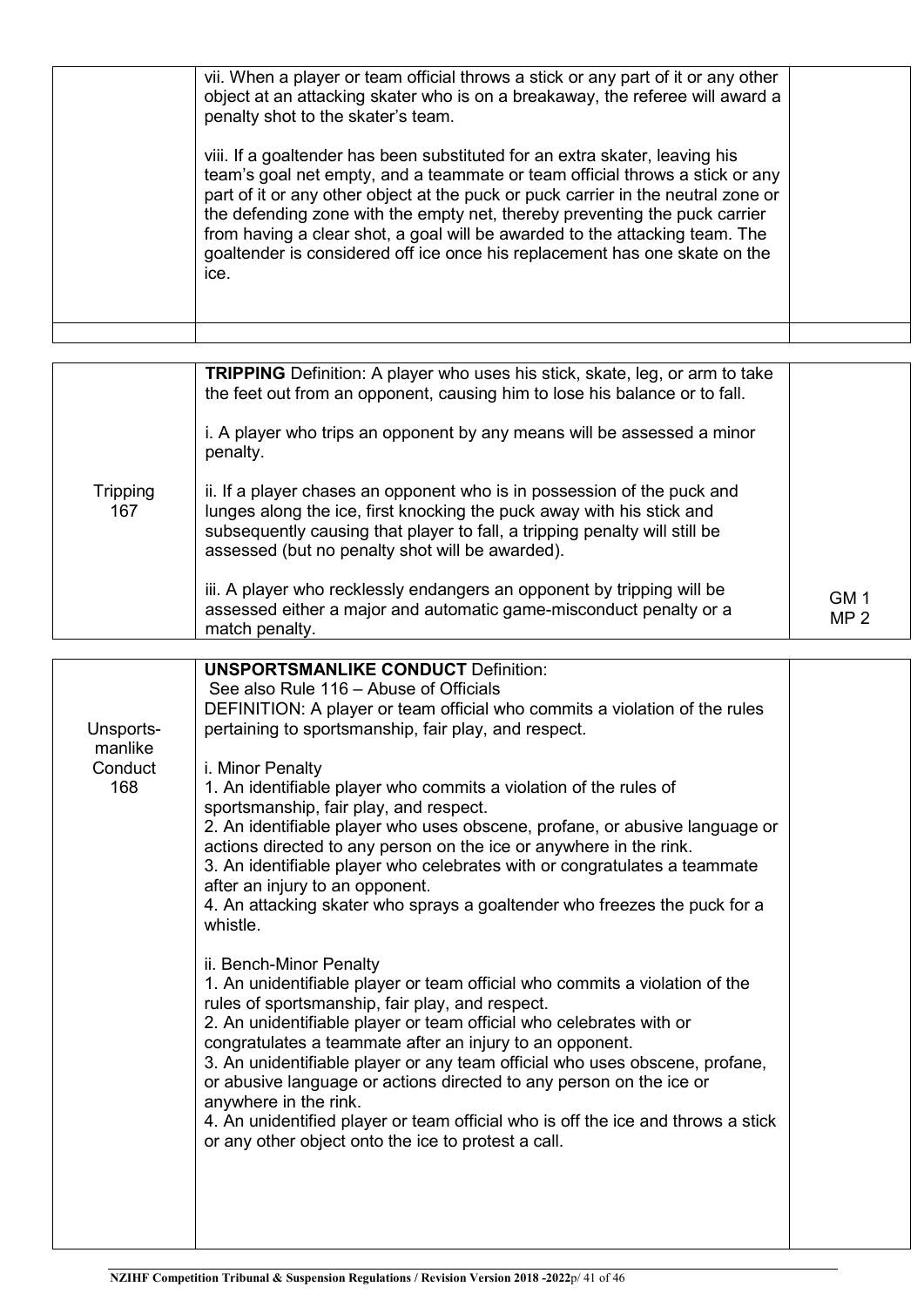| | | |
|---|---|---|
| | vii. When a player or team official throws a stick or any part of it or any other object at an attacking skater who is on a breakaway, the referee will award a penalty shot to the skater's team.<br><br>viii. If a goaltender has been substituted for an extra skater, leaving his team's goal net empty, and a teammate or team official throws a stick or any part of it or any other object at the puck or puck carrier in the neutral zone or the defending zone with the empty net, thereby preventing the puck carrier from having a clear shot, a goal will be awarded to the attacking team. The goaltender is considered off ice once his replacement has one skate on the ice. | |
| | | |

| | | |
|---|---|---|
| Tripping 167 | **TRIPPING** Definition: A player who uses his stick, skate, leg, or arm to take the feet out from an opponent, causing him to lose his balance or to fall.<br><br>i. A player who trips an opponent by any means will be assessed a minor penalty.<br><br>ii. If a player chases an opponent who is in possession of the puck and lunges along the ice, first knocking the puck away with his stick and subsequently causing that player to fall, a tripping penalty will still be assessed (but no penalty shot will be awarded).<br><br>iii. A player who recklessly endangers an opponent by tripping will be assessed either a major and automatic game-misconduct penalty or a match penalty. | GM 1<br>MP 2 |

| | | |
|---|---|---|
| Unsports-manlike Conduct 168 | **UNSPORTSMANLIKE CONDUCT** Definition:<br>See also Rule 116 – Abuse of Officials<br>DEFINITION: A player or team official who commits a violation of the rules pertaining to sportsmanship, fair play, and respect.<br><br>i. Minor Penalty<br>1. An identifiable player who commits a violation of the rules of sportsmanship, fair play, and respect.<br>2. An identifiable player who uses obscene, profane, or abusive language or actions directed to any person on the ice or anywhere in the rink.<br>3. An identifiable player who celebrates with or congratulates a teammate after an injury to an opponent.<br>4. An attacking skater who sprays a goaltender who freezes the puck for a whistle.<br><br>ii. Bench-Minor Penalty<br>1. An unidentifiable player or team official who commits a violation of the rules of sportsmanship, fair play, and respect.<br>2. An unidentifiable player or team official who celebrates with or congratulates a teammate after an injury to an opponent.<br>3. An unidentifiable player or any team official who uses obscene, profane, or abusive language or actions directed to any person on the ice or anywhere in the rink.<br>4. An unidentified player or team official who is off the ice and throws a stick or any other object onto the ice to protest a call. | |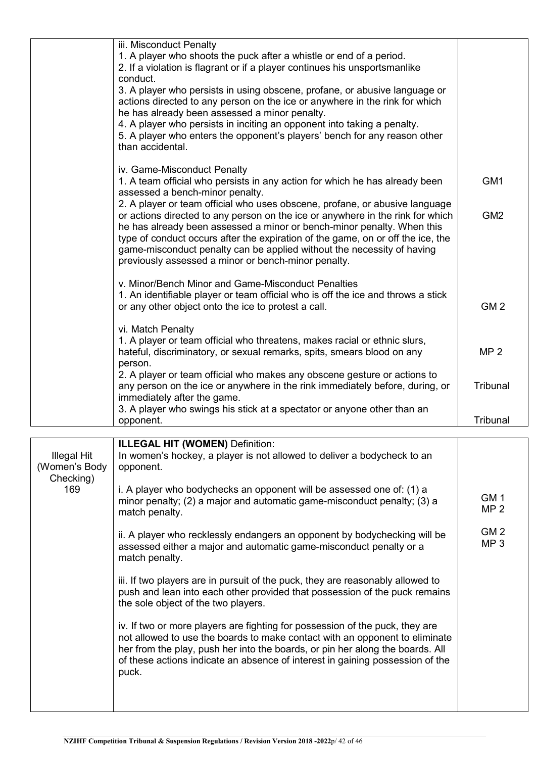| | | |
|---|---|---|
| | iii. Misconduct Penalty<br>1. A player who shoots the puck after a whistle or end of a period.<br>2. If a violation is flagrant or if a player continues his unsportsmanlike conduct.<br>3. A player who persists in using obscene, profane, or abusive language or actions directed to any person on the ice or anywhere in the rink for which he has already been assessed a minor penalty.<br>4. A player who persists in inciting an opponent into taking a penalty.<br>5. A player who enters the opponent's players' bench for any reason other than accidental. | |
| | iv. Game-Misconduct Penalty<br>1. A team official who persists in any action for which he has already been assessed a bench-minor penalty.<br>2. A player or team official who uses obscene, profane, or abusive language or actions directed to any person on the ice or anywhere in the rink for which he has already been assessed a minor or bench-minor penalty. When this type of conduct occurs after the expiration of the game, on or off the ice, the game-misconduct penalty can be applied without the necessity of having previously assessed a minor or bench-minor penalty. | GM1<br><br>GM2 |
| | v. Minor/Bench Minor and Game-Misconduct Penalties<br>1. An identifiable player or team official who is off the ice and throws a stick or any other object onto the ice to protest a call. | GM 2 |
| | vi. Match Penalty<br>1. A player or team official who threatens, makes racial or ethnic slurs, hateful, discriminatory, or sexual remarks, spits, smears blood on any person.<br>2. A player or team official who makes any obscene gesture or actions to any person on the ice or anywhere in the rink immediately before, during, or immediately after the game.<br>3. A player who swings his stick at a spectator or anyone other than an opponent. | MP 2<br><br>Tribunal<br><br>Tribunal |

| | | |
|---|---|---|
| Illegal Hit (Women's Body Checking) 169 | **ILLEGAL HIT (WOMEN)** Definition:<br>In women's hockey, a player is not allowed to deliver a bodycheck to an opponent. | |
| | i. A player who bodychecks an opponent will be assessed one of: (1) a minor penalty; (2) a major and automatic game-misconduct penalty; (3) a match penalty. | GM 1<br>MP 2 |
| | ii. A player who recklessly endangers an opponent by bodychecking will be assessed either a major and automatic game-misconduct penalty or a match penalty. | GM 2<br>MP 3 |
| | iii. If two players are in pursuit of the puck, they are reasonably allowed to push and lean into each other provided that possession of the puck remains the sole object of the two players. | |
| | iv. If two or more players are fighting for possession of the puck, they are not allowed to use the boards to make contact with an opponent to eliminate her from the play, push her into the boards, or pin her along the boards. All of these actions indicate an absence of interest in gaining possession of the puck. | |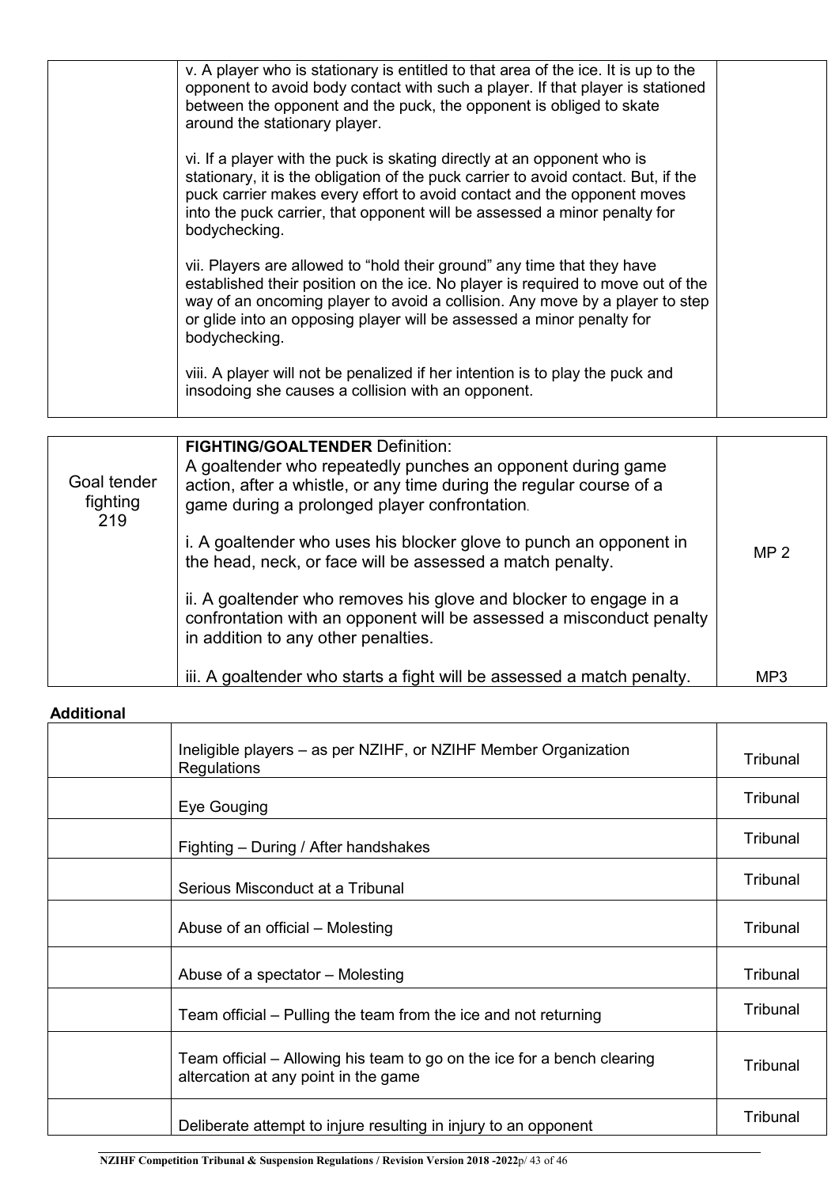| | | |
|---|---|---|
| | v. A player who is stationary is entitled to that area of the ice. It is up to the opponent to avoid body contact with such a player. If that player is stationed between the opponent and the puck, the opponent is obliged to skate around the stationary player.<br><br>vi. If a player with the puck is skating directly at an opponent who is stationary, it is the obligation of the puck carrier to avoid contact. But, if the puck carrier makes every effort to avoid contact and the opponent moves into the puck carrier, that opponent will be assessed a minor penalty for bodychecking.<br><br>vii. Players are allowed to "hold their ground" any time that they have established their position on the ice. No player is required to move out of the way of an oncoming player to avoid a collision. Any move by a player to step or glide into an opposing player will be assessed a minor penalty for bodychecking.<br><br>viii. A player will not be penalized if her intention is to play the puck and insodoing she causes a collision with an opponent. | |

| | | |
|---|---|---|
| Goal tender fighting 219 | **FIGHTING/GOALTENDER** Definition:<br>A goaltender who repeatedly punches an opponent during game action, after a whistle, or any time during the regular course of a game during a prolonged player confrontation.<br><br>i. A goaltender who uses his blocker glove to punch an opponent in the head, neck, or face will be assessed a match penalty.<br><br>ii. A goaltender who removes his glove and blocker to engage in a confrontation with an opponent will be assessed a misconduct penalty in addition to any other penalties. | MP 2 |
| | iii. A goaltender who starts a fight will be assessed a match penalty. | MP3 |

**Additional**

| | | |
|---|---|---|
| | Ineligible players – as per NZIHF, or NZIHF Member Organization Regulations | Tribunal |
| | Eye Gouging | Tribunal |
| | Fighting – During / After handshakes | Tribunal |
| | Serious Misconduct at a Tribunal | Tribunal |
| | Abuse of an official – Molesting | Tribunal |
| | Abuse of a spectator – Molesting | Tribunal |
| | Team official – Pulling the team from the ice and not returning | Tribunal |
| | Team official – Allowing his team to go on the ice for a bench clearing altercation at any point in the game | Tribunal |
| | Deliberate attempt to injure resulting in injury to an opponent | Tribunal |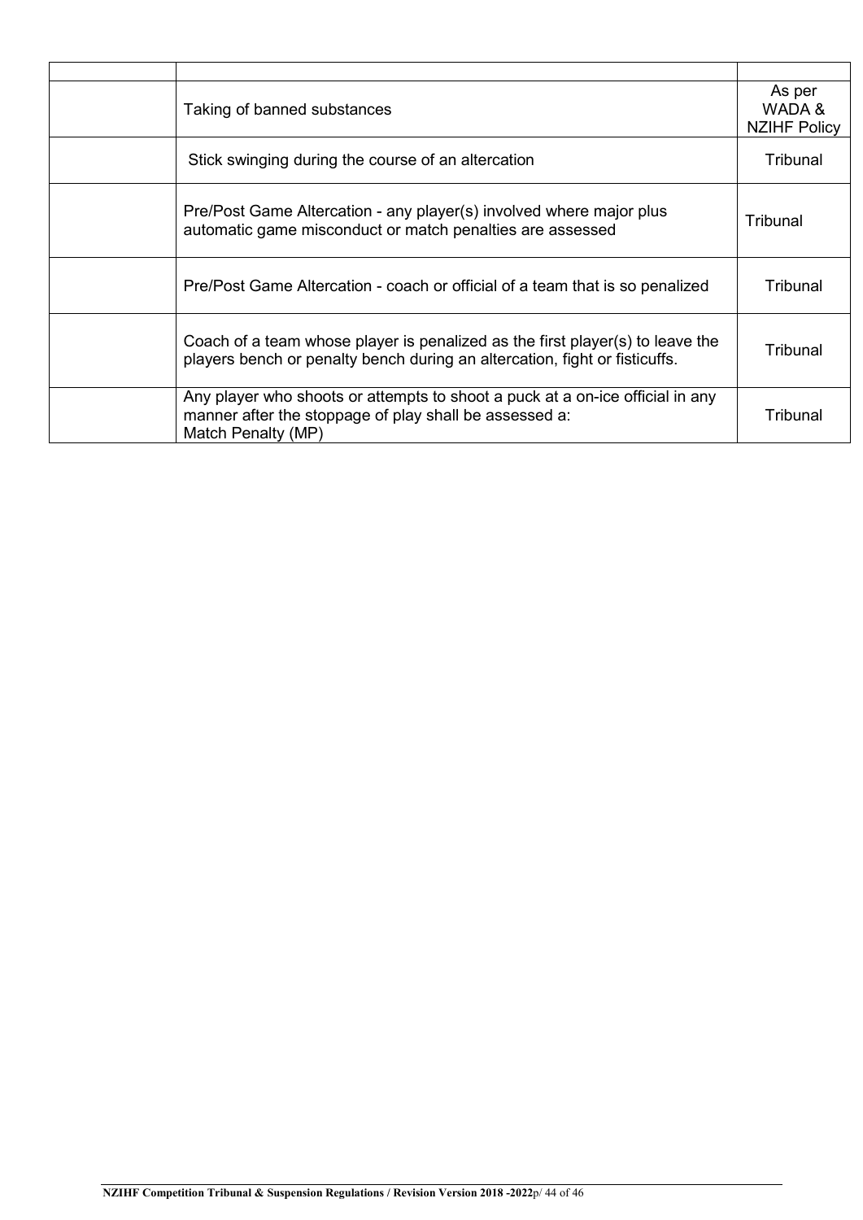| | | |
|---|---|---|
| | Taking of banned substances | As per WADA & NZIHF Policy |
| | Stick swinging during the course of an altercation | Tribunal |
| | Pre/Post Game Altercation - any player(s) involved where major plus automatic game misconduct or match penalties are assessed | Tribunal |
| | Pre/Post Game Altercation - coach or official of a team that is so penalized | Tribunal |
| | Coach of a team whose player is penalized as the first player(s) to leave the players bench or penalty bench during an altercation, fight or fisticuffs. | Tribunal |
| | Any player who shoots or attempts to shoot a puck at a on-ice official in any manner after the stoppage of play shall be assessed a:<br>Match Penalty (MP) | Tribunal |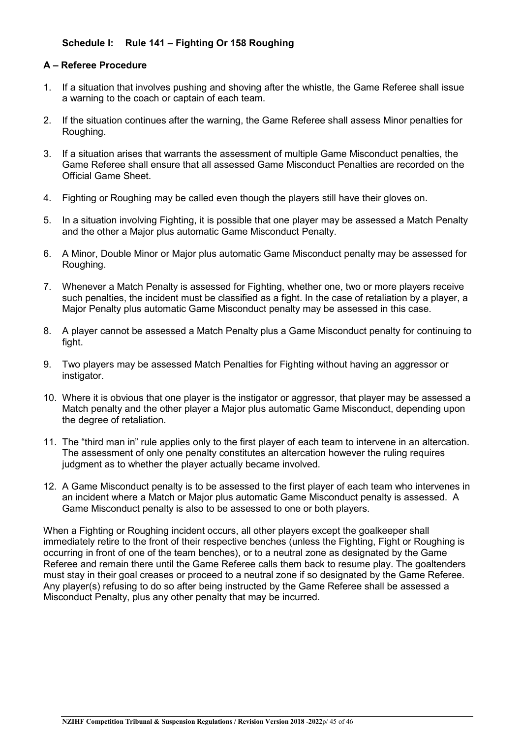### Schedule I: Rule 141 – Fighting Or 158 Roughing

#### A – Referee Procedure

1. If a situation that involves pushing and shoving after the whistle, the Game Referee shall issue a warning to the coach or captain of each team.
2. If the situation continues after the warning, the Game Referee shall assess Minor penalties for Roughing.
3. If a situation arises that warrants the assessment of multiple Game Misconduct penalties, the Game Referee shall ensure that all assessed Game Misconduct Penalties are recorded on the Official Game Sheet.
4. Fighting or Roughing may be called even though the players still have their gloves on.
5. In a situation involving Fighting, it is possible that one player may be assessed a Match Penalty and the other a Major plus automatic Game Misconduct Penalty.
6. A Minor, Double Minor or Major plus automatic Game Misconduct penalty may be assessed for Roughing.
7. Whenever a Match Penalty is assessed for Fighting, whether one, two or more players receive such penalties, the incident must be classified as a fight. In the case of retaliation by a player, a Major Penalty plus automatic Game Misconduct penalty may be assessed in this case.
8. A player cannot be assessed a Match Penalty plus a Game Misconduct penalty for continuing to fight.
9. Two players may be assessed Match Penalties for Fighting without having an aggressor or instigator.
10. Where it is obvious that one player is the instigator or aggressor, that player may be assessed a Match penalty and the other player a Major plus automatic Game Misconduct, depending upon the degree of retaliation.
11. The "third man in" rule applies only to the first player of each team to intervene in an altercation. The assessment of only one penalty constitutes an altercation however the ruling requires judgment as to whether the player actually became involved.
12. A Game Misconduct penalty is to be assessed to the first player of each team who intervenes in an incident where a Match or Major plus automatic Game Misconduct penalty is assessed. A Game Misconduct penalty is also to be assessed to one or both players.

When a Fighting or Roughing incident occurs, all other players except the goalkeeper shall immediately retire to the front of their respective benches (unless the Fighting, Fight or Roughing is occurring in front of one of the team benches), or to a neutral zone as designated by the Game Referee and remain there until the Game Referee calls them back to resume play. The goaltenders must stay in their goal creases or proceed to a neutral zone if so designated by the Game Referee. Any player(s) refusing to do so after being instructed by the Game Referee shall be assessed a Misconduct Penalty, plus any other penalty that may be incurred.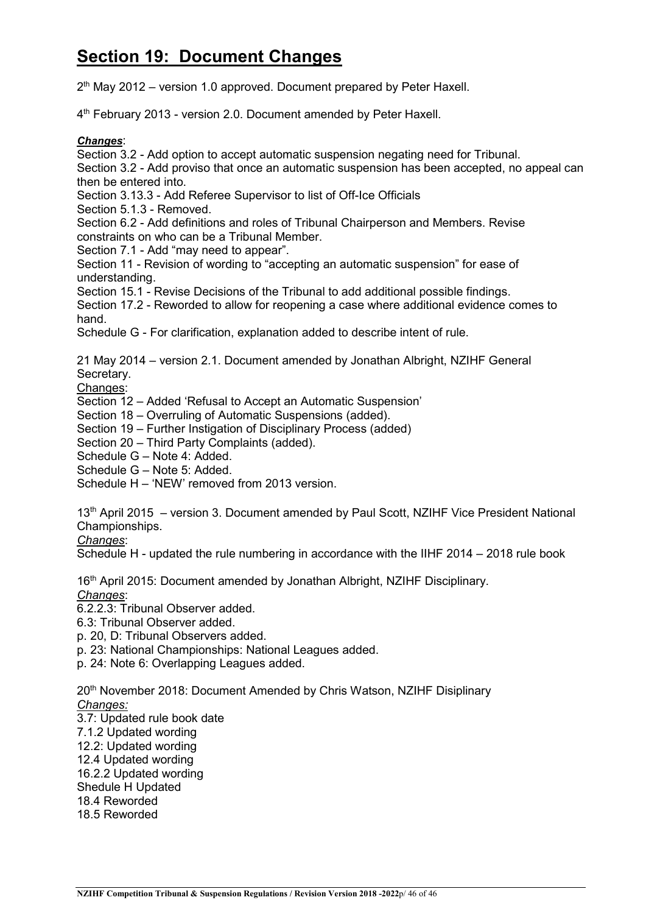# Section 19: Document Changes

2[th] May 2012 – version 1.0 approved. Document prepared by Peter Haxell.

4[th] February 2013 - version 2.0. Document amended by Peter Haxell.

***Changes***:

Section 3.2 - Add option to accept automatic suspension negating need for Tribunal.
Section 3.2 - Add proviso that once an automatic suspension has been accepted, no appeal can then be entered into.
Section 3.13.3 - Add Referee Supervisor to list of Off-Ice Officials
Section 5.1.3 - Removed.
Section 6.2 - Add definitions and roles of Tribunal Chairperson and Members. Revise constraints on who can be a Tribunal Member.
Section 7.1 - Add "may need to appear".
Section 11 - Revision of wording to "accepting an automatic suspension" for ease of understanding.
Section 15.1 - Revise Decisions of the Tribunal to add additional possible findings.
Section 17.2 - Reworded to allow for reopening a case where additional evidence comes to hand.
Schedule G - For clarification, explanation added to describe intent of rule.

21 May 2014 – version 2.1. Document amended by Jonathan Albright, NZIHF General Secretary.

Changes:

Section 12 – Added 'Refusal to Accept an Automatic Suspension'
Section 18 – Overruling of Automatic Suspensions (added).
Section 19 – Further Instigation of Disciplinary Process (added)
Section 20 – Third Party Complaints (added).
Schedule G – Note 4: Added.
Schedule G – Note 5: Added.
Schedule H – 'NEW' removed from 2013 version.

13[th] April 2015 – version 3. Document amended by Paul Scott, NZIHF Vice President National Championships.

*Changes*:

Schedule H - updated the rule numbering in accordance with the IIHF 2014 – 2018 rule book

16[th] April 2015: Document amended by Jonathan Albright, NZIHF Disciplinary.

*Changes*:

6.2.2.3: Tribunal Observer added.
6.3: Tribunal Observer added.
p. 20, D: Tribunal Observers added.
p. 23: National Championships: National Leagues added.
p. 24: Note 6: Overlapping Leagues added.

20[th] November 2018: Document Amended by Chris Watson, NZIHF Disiplinary

*Changes:*

3.7: Updated rule book date
7.1.2 Updated wording
12.2: Updated wording
12.4 Updated wording
16.2.2 Updated wording
Shedule H Updated
18.4 Reworded
18.5 Reworded